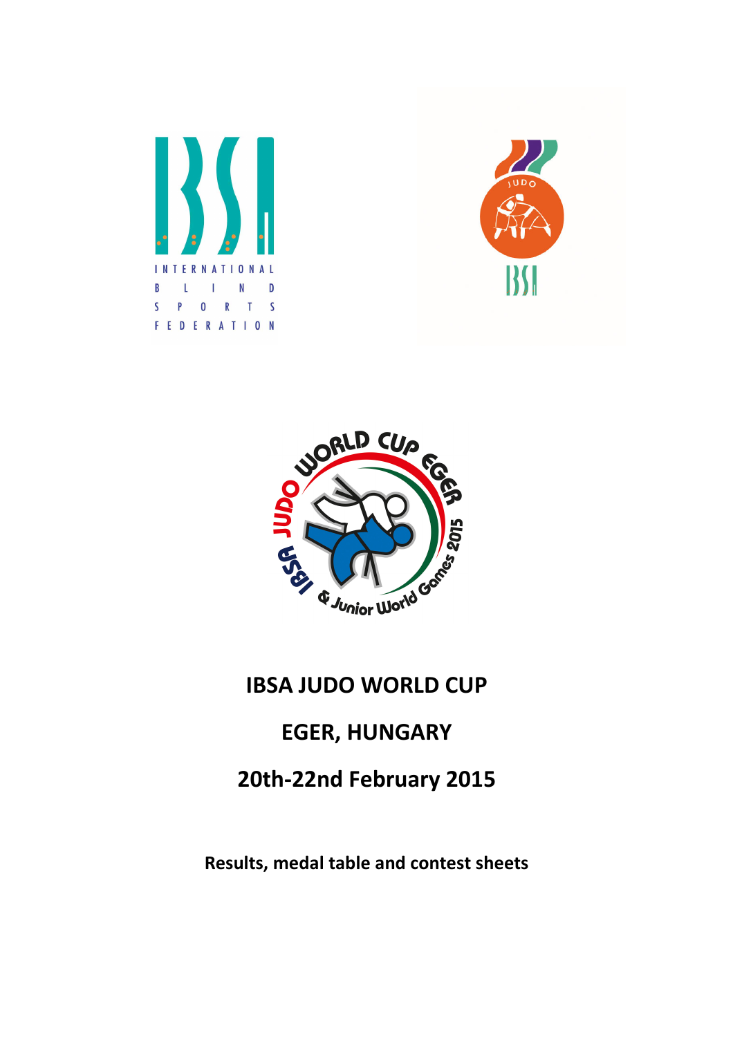# IBSA JUDO WORLD CUP

## EGER, HUNGARY

## 20th-22nd February 2015

**Results, medal table and contest sheets**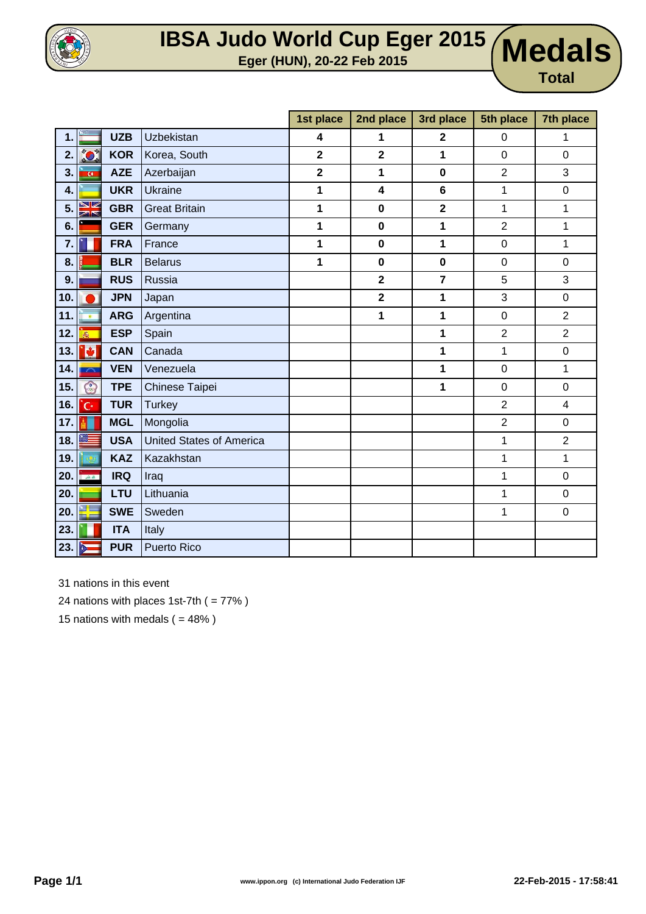# IBSA Judo World Cup Eger 2015

**Eger (HUN), 20-22 Feb 2015**

# Medals

**Total**

| | | | 1st place | 2nd place | 3rd place | 5th place | 7th place |
|---|---|---|---|---|---|---|---|
| 1. | UZB | Uzbekistan | 4 | 1 | 2 | 0 | 1 |
| 2. | KOR | Korea, South | 2 | 2 | 1 | 0 | 0 |
| 3. | AZE | Azerbaijan | 2 | 1 | 0 | 2 | 3 |
| 4. | UKR | Ukraine | 1 | 4 | 6 | 1 | 0 |
| 5. | GBR | Great Britain | 1 | 0 | 2 | 1 | 1 |
| 6. | GER | Germany | 1 | 0 | 1 | 2 | 1 |
| 7. | FRA | France | 1 | 0 | 1 | 0 | 1 |
| 8. | BLR | Belarus | 1 | 0 | 0 | 0 | 0 |
| 9. | RUS | Russia | | 2 | 7 | 5 | 3 |
| 10. | JPN | Japan | | 2 | 1 | 3 | 0 |
| 11. | ARG | Argentina | | 1 | 1 | 0 | 2 |
| 12. | ESP | Spain | | | 1 | 2 | 2 |
| 13. | CAN | Canada | | | 1 | 1 | 0 |
| 14. | VEN | Venezuela | | | 1 | 0 | 1 |
| 15. | TPE | Chinese Taipei | | | 1 | 0 | 0 |
| 16. | TUR | Turkey | | | | 2 | 4 |
| 17. | MGL | Mongolia | | | | 2 | 0 |
| 18. | USA | United States of America | | | | 1 | 2 |
| 19. | KAZ | Kazakhstan | | | | 1 | 1 |
| 20. | IRQ | Iraq | | | | 1 | 0 |
| 20. | LTU | Lithuania | | | | 1 | 0 |
| 20. | SWE | Sweden | | | | 1 | 0 |
| 23. | ITA | Italy | | | | | |
| 23. | PUR | Puerto Rico | | | | | |

31 nations in this event

24 nations with places 1st-7th ( = 77% )

15 nations with medals ( = 48% )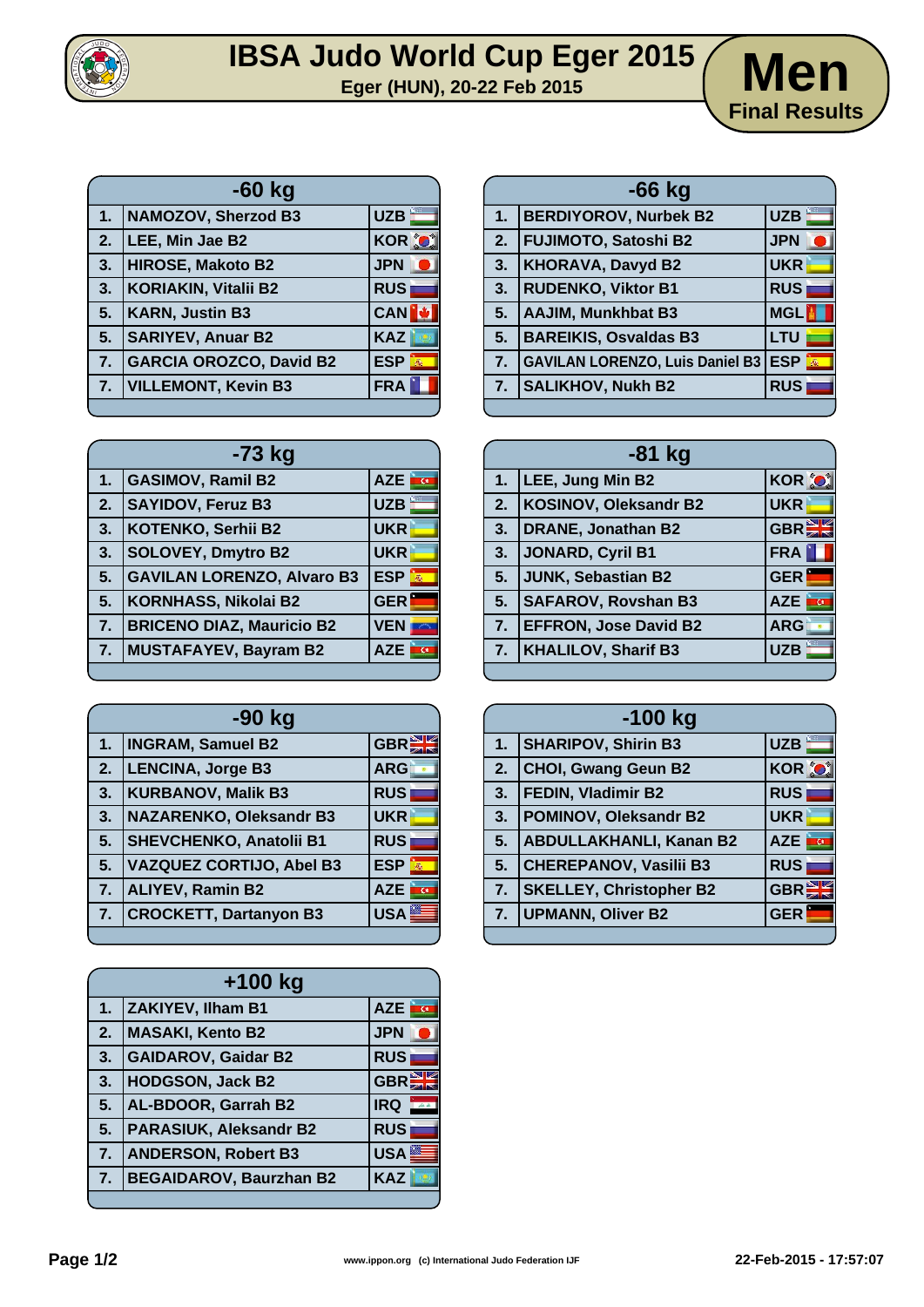# IBSA Judo World Cup Eger 2015

**Eger (HUN), 20-22 Feb 2015**

## Men
**Final Results**

| -60 kg | | |
|---|---|---|
| 1. | NAMOZOV, Sherzod B3 | UZB |
| 2. | LEE, Min Jae B2 | KOR |
| 3. | HIROSE, Makoto B2 | JPN |
| 3. | KORIAKIN, Vitalii B2 | RUS |
| 5. | KARN, Justin B3 | CAN |
| 5. | SARIYEV, Anuar B2 | KAZ |
| 7. | GARCIA OROZCO, David B2 | ESP |
| 7. | VILLEMONT, Kevin B3 | FRA |

| -66 kg | | |
|---|---|---|
| 1. | BERDIYOROV, Nurbek B2 | UZB |
| 2. | FUJIMOTO, Satoshi B2 | JPN |
| 3. | KHORAVA, Davyd B2 | UKR |
| 3. | RUDENKO, Viktor B1 | RUS |
| 5. | AAJIM, Munkhbat B3 | MGL |
| 5. | BAREIKIS, Osvaldas B3 | LTU |
| 7. | GAVILAN LORENZO, Luis Daniel B3 | ESP |
| 7. | SALIKHOV, Nukh B2 | RUS |

| -73 kg | | |
|---|---|---|
| 1. | GASIMOV, Ramil B2 | AZE |
| 2. | SAYIDOV, Feruz B3 | UZB |
| 3. | KOTENKO, Serhii B2 | UKR |
| 3. | SOLOVEY, Dmytro B2 | UKR |
| 5. | GAVILAN LORENZO, Alvaro B3 | ESP |
| 5. | KORNHASS, Nikolai B2 | GER |
| 7. | BRICENO DIAZ, Mauricio B2 | VEN |
| 7. | MUSTAFAYEV, Bayram B2 | AZE |

| -81 kg | | |
|---|---|---|
| 1. | LEE, Jung Min B2 | KOR |
| 2. | KOSINOV, Oleksandr B2 | UKR |
| 3. | DRANE, Jonathan B2 | GBR |
| 3. | JONARD, Cyril B1 | FRA |
| 5. | JUNK, Sebastian B2 | GER |
| 5. | SAFAROV, Rovshan B3 | AZE |
| 7. | EFFRON, Jose David B2 | ARG |
| 7. | KHALILOV, Sharif B3 | UZB |

| -90 kg | | |
|---|---|---|
| 1. | INGRAM, Samuel B2 | GBR |
| 2. | LENCINA, Jorge B3 | ARG |
| 3. | KURBANOV, Malik B3 | RUS |
| 3. | NAZARENKO, Oleksandr B3 | UKR |
| 5. | SHEVCHENKO, Anatolii B1 | RUS |
| 5. | VAZQUEZ CORTIJO, Abel B3 | ESP |
| 7. | ALIYEV, Ramin B2 | AZE |
| 7. | CROCKETT, Dartanyon B3 | USA |

| -100 kg | | |
|---|---|---|
| 1. | SHARIPOV, Shirin B3 | UZB |
| 2. | CHOI, Gwang Geun B2 | KOR |
| 3. | FEDIN, Vladimir B2 | RUS |
| 3. | POMINOV, Oleksandr B2 | UKR |
| 5. | ABDULLAKHANLI, Kanan B2 | AZE |
| 5. | CHEREPANOV, Vasilii B3 | RUS |
| 7. | SKELLEY, Christopher B2 | GBR |
| 7. | UPMANN, Oliver B2 | GER |

| +100 kg | | |
|---|---|---|
| 1. | ZAKIYEV, Ilham B1 | AZE |
| 2. | MASAKI, Kento B2 | JPN |
| 3. | GAIDAROV, Gaidar B2 | RUS |
| 3. | HODGSON, Jack B2 | GBR |
| 5. | AL-BDOOR, Garrah B2 | IRQ |
| 5. | PARASIUK, Aleksandr B2 | RUS |
| 7. | ANDERSON, Robert B3 | USA |
| 7. | BEGAIDAROV, Baurzhan B2 | KAZ |

www.ippon.org (c) International Judo Federation IJF

22-Feb-2015 - 17:57:07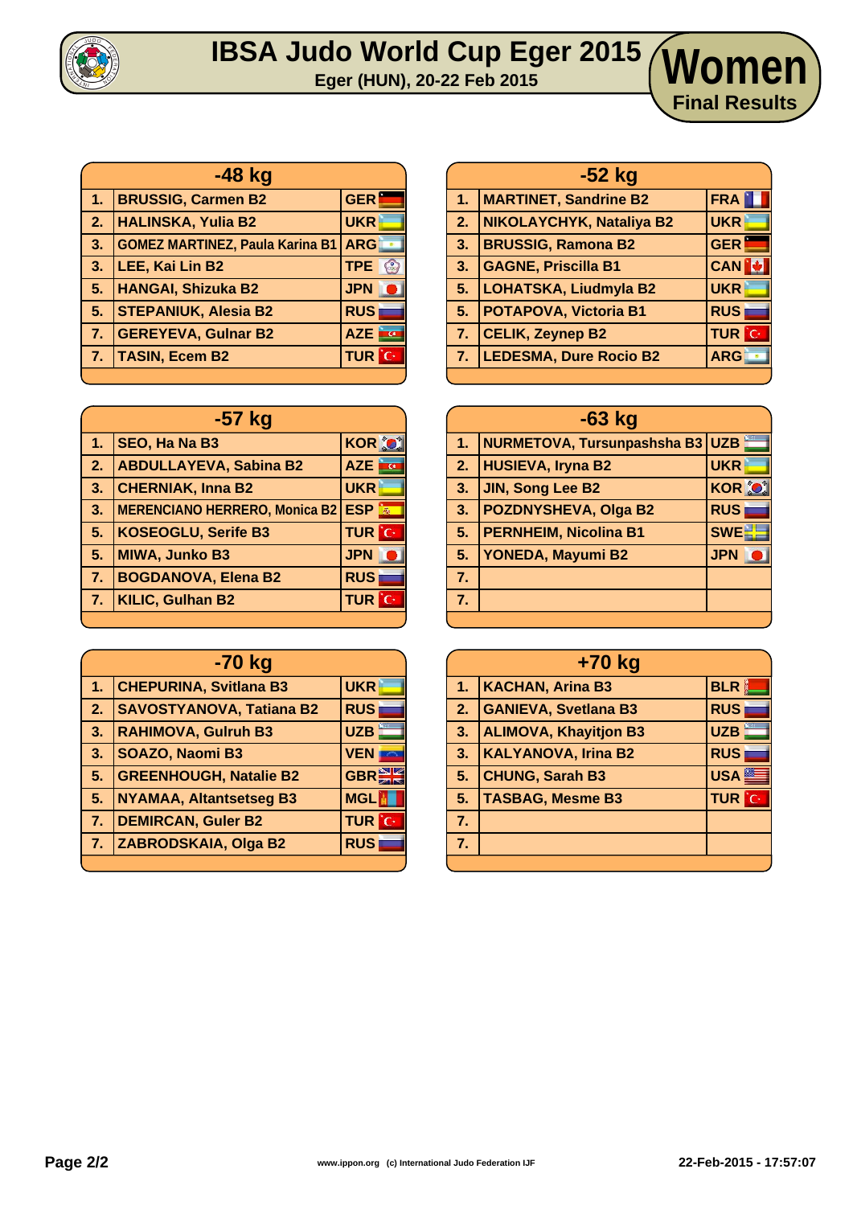# IBSA Judo World Cup Eger 2015

**Eger (HUN), 20-22 Feb 2015**

## Women

**Final Results**

| -48 kg | | |
|---|---|---|
| 1. | BRUSSIG, Carmen B2 | GER |
| 2. | HALINSKA, Yulia B2 | UKR |
| 3. | GOMEZ MARTINEZ, Paula Karina B1 | ARG |
| 3. | LEE, Kai Lin B2 | TPE |
| 5. | HANGAI, Shizuka B2 | JPN |
| 5. | STEPANIUK, Alesia B2 | RUS |
| 7. | GEREYEVA, Gulnar B2 | AZE |
| 7. | TASIN, Ecem B2 | TUR |

| -52 kg | | |
|---|---|---|
| 1. | MARTINET, Sandrine B2 | FRA |
| 2. | NIKOLAYCHYK, Nataliya B2 | UKR |
| 3. | BRUSSIG, Ramona B2 | GER |
| 3. | GAGNE, Priscilla B1 | CAN |
| 5. | LOHATSKA, Liudmyla B2 | UKR |
| 5. | POTAPOVA, Victoria B1 | RUS |
| 7. | CELIK, Zeynep B2 | TUR |
| 7. | LEDESMA, Dure Rocio B2 | ARG |

| -57 kg | | |
|---|---|---|
| 1. | SEO, Ha Na B3 | KOR |
| 2. | ABDULLAYEVA, Sabina B2 | AZE |
| 3. | CHERNIAK, Inna B2 | UKR |
| 3. | MERENCIANO HERRERO, Monica B2 | ESP |
| 5. | KOSEOGLU, Serife B3 | TUR |
| 5. | MIWA, Junko B3 | JPN |
| 7. | BOGDANOVA, Elena B2 | RUS |
| 7. | KILIC, Gulhan B2 | TUR |

| -63 kg | | |
|---|---|---|
| 1. | NURMETOVA, Tursunpashsha B3 | UZB |
| 2. | HUSIEVA, Iryna B2 | UKR |
| 3. | JIN, Song Lee B2 | KOR |
| 3. | POZDNYSHEVA, Olga B2 | RUS |
| 5. | PERNHEIM, Nicolina B1 | SWE |
| 5. | YONEDA, Mayumi B2 | JPN |
| 7. | | |
| 7. | | |

| -70 kg | | |
|---|---|---|
| 1. | CHEPURINA, Svitlana B3 | UKR |
| 2. | SAVOSTYANOVA, Tatiana B2 | RUS |
| 3. | RAHIMOVA, Gulruh B3 | UZB |
| 3. | SOAZO, Naomi B3 | VEN |
| 5. | GREENHOUGH, Natalie B2 | GBR |
| 5. | NYAMAA, Altantsetseg B3 | MGL |
| 7. | DEMIRCAN, Guler B2 | TUR |
| 7. | ZABRODSKAIA, Olga B2 | RUS |

| +70 kg | | |
|---|---|---|
| 1. | KACHAN, Arina B3 | BLR |
| 2. | GANIEVA, Svetlana B3 | RUS |
| 3. | ALIMOVA, Khayitjon B3 | UZB |
| 3. | KALYANOVA, Irina B2 | RUS |
| 5. | CHUNG, Sarah B3 | USA |
| 5. | TASBAG, Mesme B3 | TUR |
| 7. | | |
| 7. | | |

www.ippon.org (c) International Judo Federation IJF

22-Feb-2015 - 17:57:07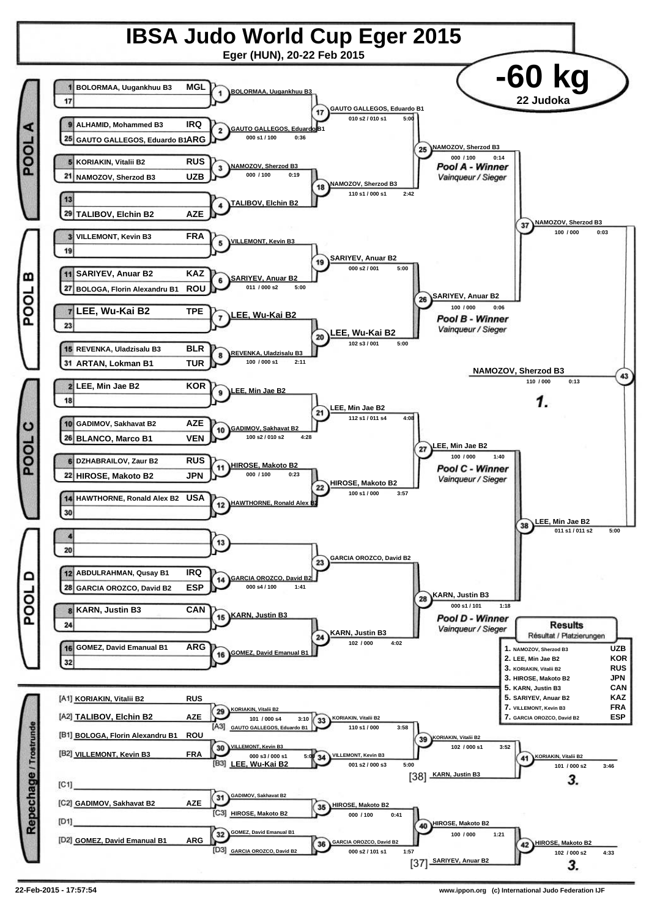# IBSA Judo World Cup Eger 2015

**Eger (HUN), 20-22 Feb 2015**

## -60 kg

**22 Judoka**

### POOL A

| No. | Name | Country |
|---|---|---|
| 1 | BOLORMAA, Uugankhuu B3 | MGL |
| 17 | | |
| 9 | ALHAMID, Mohammed B3 | IRQ |
| 25 | GAUTO GALLEGOS, Eduardo B1 | ARG |
| 5 | KORIAKIN, Vitalii B2 | RUS |
| 21 | NAMOZOV, Sherzod B3 | UZB |
| 13 | | |
| 29 | TALIBOV, Elchin B2 | AZE |

| Contest | Winner | Score | Time |
|---|---|---|---|
| 1 | BOLORMAA, Uugankhuu B3 | | |
| 2 | GAUTO GALLEGOS, Eduardo B1 | 000 s1 / 100 | 0:36 |
| 3 | NAMOZOV, Sherzod B3 | 000 / 100 | 0:19 |
| 4 | TALIBOV, Elchin B2 | | |
| 17 | GAUTO GALLEGOS, Eduardo B1 | 010 s2 / 010 s1 | 5:00 |
| 18 | NAMOZOV, Sherzod B3 | 110 s1 / 000 s1 | 2:42 |
| 25 | NAMOZOV, Sherzod B3 | 000 / 100 | 0:14 |

Pool A - Winner / Vainqueur / Sieger

### POOL B

| No. | Name | Country |
|---|---|---|
| 3 | VILLEMONT, Kevin B3 | FRA |
| 19 | | |
| 11 | SARIYEV, Anuar B2 | KAZ |
| 27 | BOLOGA, Florin Alexandru B1 | ROU |
| 7 | LEE, Wu-Kai B2 | TPE |
| 23 | | |
| 15 | REVENKA, Uladzisalu B3 | BLR |
| 31 | ARTAN, Lokman B1 | TUR |

| Contest | Winner | Score | Time |
|---|---|---|---|
| 5 | VILLEMONT, Kevin B3 | | |
| 6 | SARIYEV, Anuar B2 | 011 / 000 s2 | 5:00 |
| 7 | LEE, Wu-Kai B2 | | |
| 8 | REVENKA, Uladzisalu B3 | 100 / 000 s1 | 2:11 |
| 19 | SARIYEV, Anuar B2 | 000 s2 / 001 | 5:00 |
| 20 | LEE, Wu-Kai B2 | 102 s3 / 001 | 5:00 |
| 26 | SARIYEV, Anuar B2 | 100 / 000 | 0:06 |

Pool B - Winner / Vainqueur / Sieger

### POOL C

| No. | Name | Country |
|---|---|---|
| 2 | LEE, Min Jae B2 | KOR |
| 18 | | |
| 10 | GADIMOV, Sakhavat B2 | AZE |
| 26 | BLANCO, Marco B1 | VEN |
| 6 | DZHABRAILOV, Zaur B2 | RUS |
| 22 | HIROSE, Makoto B2 | JPN |
| 14 | HAWTHORNE, Ronald Alex B2 | USA |
| 30 | | |

| Contest | Winner | Score | Time |
|---|---|---|---|
| 9 | LEE, Min Jae B2 | | |
| 10 | GADIMOV, Sakhavat B2 | 100 s2 / 010 s2 | 4:28 |
| 11 | HIROSE, Makoto B2 | 000 / 100 | 0:23 |
| 12 | HAWTHORNE, Ronald Alex B2 | | |
| 21 | LEE, Min Jae B2 | 112 s1 / 011 s4 | 4:08 |
| 22 | HIROSE, Makoto B2 | 100 s1 / 000 | 3:57 |
| 27 | LEE, Min Jae B2 | 100 / 000 | 1:40 |

Pool C - Winner / Vainqueur / Sieger

### POOL D

| No. | Name | Country |
|---|---|---|
| 4 | | |
| 20 | | |
| 12 | ABDULRAHMAN, Qusay B1 | IRQ |
| 28 | GARCIA OROZCO, David B2 | ESP |
| 8 | KARN, Justin B3 | CAN |
| 24 | | |
| 16 | GOMEZ, David Emanual B1 | ARG |
| 32 | | |

| Contest | Winner | Score | Time |
|---|---|---|---|
| 13 | | | |
| 14 | GARCIA OROZCO, David B2 | 000 s4 / 100 | 1:41 |
| 15 | KARN, Justin B3 | | |
| 16 | GOMEZ, David Emanual B1 | | |
| 23 | GARCIA OROZCO, David B2 | | |
| 24 | KARN, Justin B3 | 102 / 000 | 4:02 |
| 28 | KARN, Justin B3 | 000 s1 / 101 | 1:18 |

Pool D - Winner / Vainqueur / Sieger

### Semi-finals and Final

| Contest | Winner | Score | Time |
|---|---|---|---|
| 37 | NAMOZOV, Sherzod B3 | 100 / 000 | 0:03 |
| 38 | LEE, Min Jae B2 | 011 s1 / 011 s2 | 5:00 |
| 43 | NAMOZOV, Sherzod B3 | 110 / 000 | 0:13 |

**1.** NAMOZOV, Sherzod B3

### Repechage / Trostrunde

| Pos. | Name | Country |
|---|---|---|
| [A1] | KORIAKIN, Vitalii B2 | RUS |
| [A2] | TALIBOV, Elchin B2 | AZE |
| [B1] | BOLOGA, Florin Alexandru B1 | ROU |
| [B2] | VILLEMONT, Kevin B3 | FRA |
| [C1] | | |
| [C2] | GADIMOV, Sakhavat B2 | AZE |
| [D1] | | |
| [D2] | GOMEZ, David Emanual B1 | ARG |

| Contest | Winner | Score | Time |
|---|---|---|---|
| 29 | KORIAKIN, Vitalii B2 | 101 / 000 s4 | 3:10 |
| 33 | KORIAKIN, Vitalii B2 (vs [A3] GAUTO GALLEGOS, Eduardo B1) | 110 s1 / 000 | 3:58 |
| 30 | VILLEMONT, Kevin B3 | 000 s3 / 000 s1 | 5:00 |
| 34 | VILLEMONT, Kevin B3 (vs [B3] LEE, Wu-Kai B2) | 001 s2 / 000 s3 | 5:00 |
| 39 | KORIAKIN, Vitalii B2 | 102 / 000 s1 | 3:52 |
| 41 | KORIAKIN, Vitalii B2 (vs [38] KARN, Justin B3) | 101 / 000 s2 | 3:46 |
| 31 | GADIMOV, Sakhavat B2 | | |
| 35 | HIROSE, Makoto B2 (vs [C3] HIROSE, Makoto B2) | 000 / 100 | 0:41 |
| 32 | GOMEZ, David Emanual B1 | | |
| 36 | GARCIA OROZCO, David B2 (vs [D3] GARCIA OROZCO, David B2) | 000 s2 / 101 s1 | 1:57 |
| 40 | HIROSE, Makoto B2 | 100 / 000 | 1:21 |
| 42 | HIROSE, Makoto B2 (vs [37] SARIYEV, Anuar B2) | 102 / 000 s2 | 4:33 |

**3.** KORIAKIN, Vitalii B2

**3.** HIROSE, Makoto B2

### Results / Résultat / Platzierungen

| Place | Name | Country |
|---|---|---|
| 1. | NAMOZOV, Sherzod B3 | UZB |
| 2. | LEE, Min Jae B2 | KOR |
| 3. | KORIAKIN, Vitalii B2 | RUS |
| 3. | HIROSE, Makoto B2 | JPN |
| 5. | KARN, Justin B3 | CAN |
| 5. | SARIYEV, Anuar B2 | KAZ |
| 7. | VILLEMONT, Kevin B3 | FRA |
| 7. | GARCIA OROZCO, David B2 | ESP |

22-Feb-2015 - 17:57:54

www.ippon.org (c) International Judo Federation IJF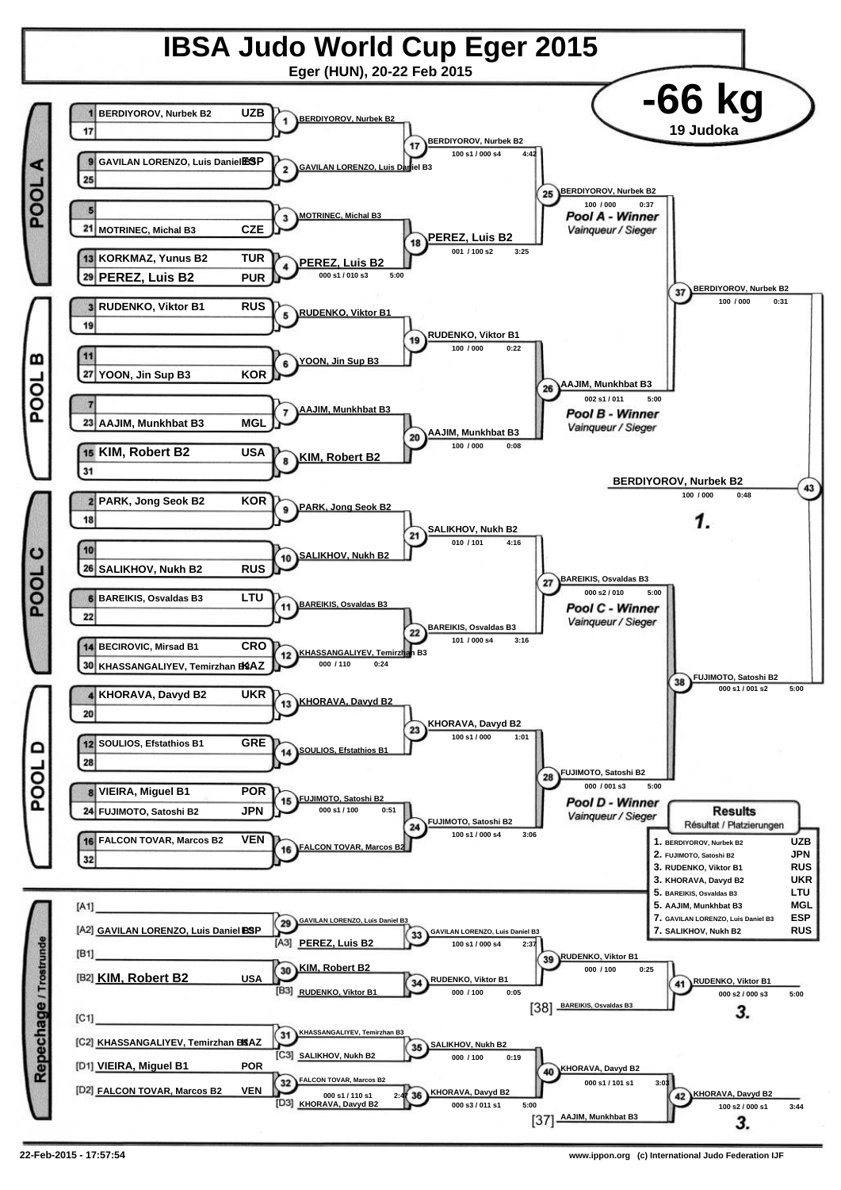# IBSA Judo World Cup Eger 2015

Eger (HUN), 20-22 Feb 2015

## -66 kg

19 Judoka

## POOL A

| Seed | Name | Country |
|---|---|---|
| 1 | BERDIYOROV, Nurbek B2 | UZB |
| 17 | | |
| 9 | GAVILAN LORENZO, Luis Daniel B3 | ESP |
| 25 | | |
| 5 | | |
| 21 | MOTRINEC, Michal B3 | CZE |
| 13 | KORKMAZ, Yunus B2 | TUR |
| 29 | PEREZ, Luis B2 | PUR |

- Contest 1: BERDIYOROV, Nurbek B2
- Contest 2: GAVILAN LORENZO, Luis Daniel B3
- Contest 3: MOTRINEC, Michal B3
- Contest 4: PEREZ, Luis B2 — 000 s1 / 010 s3 — 5:00
- Contest 17: BERDIYOROV, Nurbek B2 — 100 s1 / 000 s4 — 4:42
- Contest 18: PEREZ, Luis B2 — 001 / 100 s2 — 3:25
- Contest 25: BERDIYOROV, Nurbek B2 — 100 / 000 — 0:37

*Pool A - Winner* / Vainqueur / Sieger

## POOL B

| Seed | Name | Country |
|---|---|---|
| 3 | RUDENKO, Viktor B1 | RUS |
| 19 | | |
| 11 | | |
| 27 | YOON, Jin Sup B3 | KOR |
| 7 | | |
| 23 | AAJIM, Munkhbat B3 | MGL |
| 15 | KIM, Robert B2 | USA |
| 31 | | |

- Contest 5: RUDENKO, Viktor B1
- Contest 6: YOON, Jin Sup B3
- Contest 7: AAJIM, Munkhbat B3
- Contest 8: KIM, Robert B2
- Contest 19: RUDENKO, Viktor B1 — 100 / 000 — 0:22
- Contest 20: AAJIM, Munkhbat B3 — 100 / 000 — 0:08
- Contest 26: AAJIM, Munkhbat B3 — 002 s1 / 011 — 5:00

*Pool B - Winner* / Vainqueur / Sieger

- Contest 37: BERDIYOROV, Nurbek B2 — 100 / 000 — 0:31

## Final

- Contest 43: BERDIYOROV, Nurbek B2 — 100 / 000 — 0:48

**1.**

## POOL C

| Seed | Name | Country |
|---|---|---|
| 2 | PARK, Jong Seok B2 | KOR |
| 18 | | |
| 10 | | |
| 26 | SALIKHOV, Nukh B2 | RUS |
| 6 | BAREIKIS, Osvaldas B3 | LTU |
| 22 | | |
| 14 | BECIROVIC, Mirsad B1 | CRO |
| 30 | KHASSANGALIYEV, Temirzhan B3 | KAZ |

- Contest 9: PARK, Jong Seok B2
- Contest 10: SALIKHOV, Nukh B2
- Contest 11: BAREIKIS, Osvaldas B3
- Contest 12: KHASSANGALIYEV, Temirzhan B3 — 000 / 110 — 0:24
- Contest 21: SALIKHOV, Nukh B2 — 010 / 101 — 4:16
- Contest 22: BAREIKIS, Osvaldas B3 — 101 / 000 s4 — 3:16
- Contest 27: BAREIKIS, Osvaldas B3 — 000 s2 / 010 — 5:00

*Pool C - Winner* / Vainqueur / Sieger

## POOL D

| Seed | Name | Country |
|---|---|---|
| 4 | KHORAVA, Davyd B2 | UKR |
| 20 | | |
| 12 | SOULIOS, Efstathios B1 | GRE |
| 28 | | |
| 8 | VIEIRA, Miguel B1 | POR |
| 24 | FUJIMOTO, Satoshi B2 | JPN |
| 16 | FALCON TOVAR, Marcos B2 | VEN |
| 32 | | |

- Contest 13: KHORAVA, Davyd B2
- Contest 14: SOULIOS, Efstathios B1
- Contest 15: FUJIMOTO, Satoshi B2 — 000 s1 / 100 — 0:51
- Contest 16: FALCON TOVAR, Marcos B2
- Contest 23: KHORAVA, Davyd B2 — 100 s1 / 000 — 1:01
- Contest 24: FUJIMOTO, Satoshi B2 — 100 s1 / 000 s4 — 3:06
- Contest 28: FUJIMOTO, Satoshi B2 — 000 / 001 s3 — 5:00

*Pool D - Winner* / Vainqueur / Sieger

- Contest 38: FUJIMOTO, Satoshi B2 — 000 s1 / 001 s2 — 5:00

## Repechage / Trostrunde

| Position | Name | Country |
|---|---|---|
| [A1] | | |
| [A2] | GAVILAN LORENZO, Luis Daniel B3 | ESP |
| [B1] | | |
| [B2] | KIM, Robert B2 | USA |
| [C1] | | |
| [C2] | KHASSANGALIYEV, Temirzhan B3 | KAZ |
| [D1] | VIEIRA, Miguel B1 | POR |
| [D2] | FALCON TOVAR, Marcos B2 | VEN |

- Contest 29: GAVILAN LORENZO, Luis Daniel B3
- Contest 33: GAVILAN LORENZO, Luis Daniel B3 vs [A3] PEREZ, Luis B2 — 100 s1 / 000 s4 — 2:37
- Contest 30: KIM, Robert B2
- Contest 34: RUDENKO, Viktor B1 (vs [B3] RUDENKO, Viktor B1) — 000 / 100 — 0:05
- Contest 39: RUDENKO, Viktor B1 — 000 / 100 — 0:25
- Contest 41: RUDENKO, Viktor B1 vs [38] BAREIKIS, Osvaldas B3 — 000 s2 / 000 s3 — 5:00 — **3.**
- Contest 31: KHASSANGALIYEV, Temirzhan B3
- Contest 35: SALIKHOV, Nukh B2 (vs [C3] SALIKHOV, Nukh B2) — 000 / 100 — 0:19
- Contest 32: FALCON TOVAR, Marcos B2 — 000 s1 / 110 s1 — 2:47
- Contest 36: KHORAVA, Davyd B2 (vs [D3] KHORAVA, Davyd B2) — 000 s3 / 011 s1 — 5:00
- Contest 40: KHORAVA, Davyd B2 — 000 s1 / 101 s1 — 3:03
- Contest 42: KHORAVA, Davyd B2 vs [37] AAJIM, Munkhbat B3 — 100 s2 / 000 s1 — 3:44 — **3.**

## Results / Résultat / Platzierungen

| Place | Name | Country |
|---|---|---|
| 1. | BERDIYOROV, Nurbek B2 | UZB |
| 2. | FUJIMOTO, Satoshi B2 | JPN |
| 3. | RUDENKO, Viktor B1 | RUS |
| 3. | KHORAVA, Davyd B2 | UKR |
| 5. | BAREIKIS, Osvaldas B3 | LTU |
| 5. | AAJIM, Munkhbat B3 | MGL |
| 7. | GAVILAN LORENZO, Luis Daniel B3 | ESP |
| 7. | SALIKHOV, Nukh B2 | RUS |

22-Feb-2015 - 17:57:54 — www.ippon.org (c) International Judo Federation IJF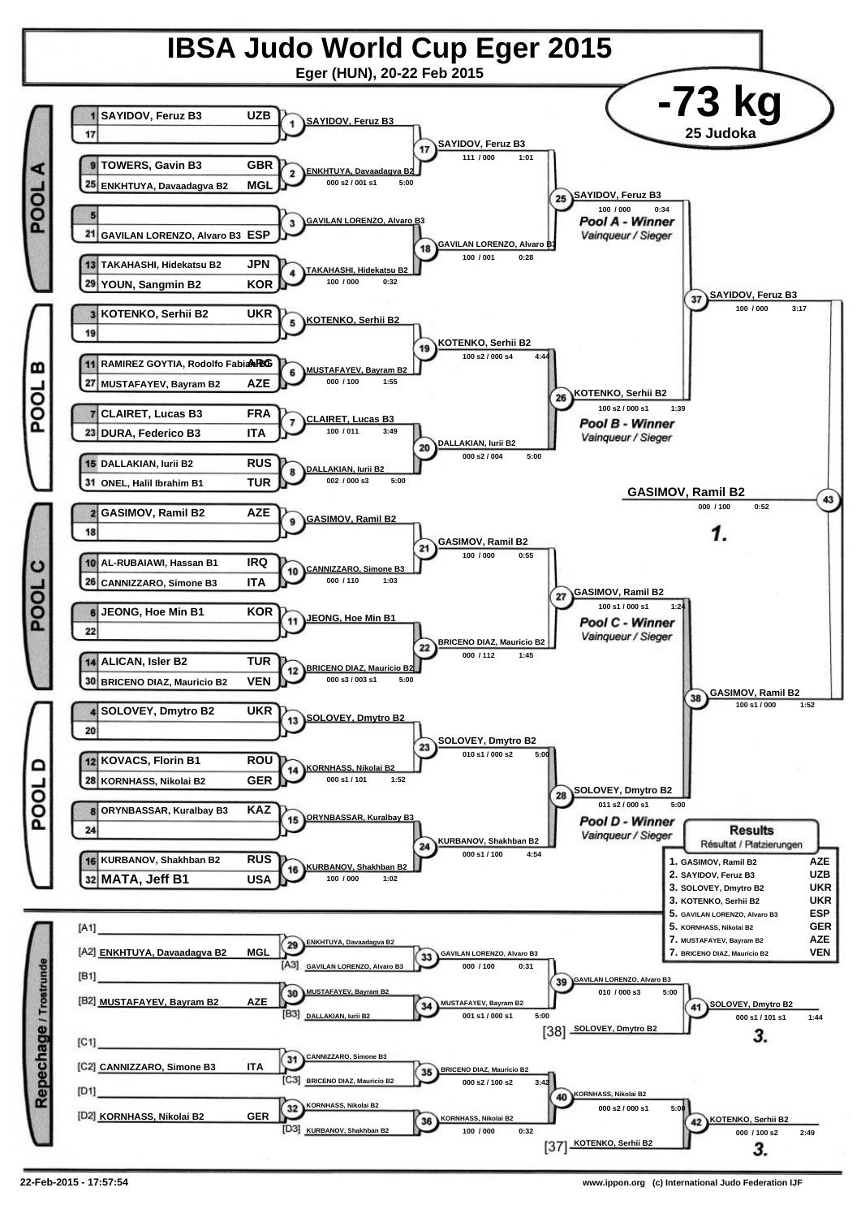# IBSA Judo World Cup Eger 2015

Eger (HUN), 20-22 Feb 2015

## -73 kg

25 Judoka

## POOL A

| Seed | Name | Country |
|---|---|---|
| 1 | SAYIDOV, Feruz B3 | UZB |
| 17 | | |
| 9 | TOWERS, Gavin B3 | GBR |
| 25 | ENKHTUYA, Davaadagva B2 | MGL |
| 5 | | |
| 21 | GAVILAN LORENZO, Alvaro B3 | ESP |
| 13 | TAKAHASHI, Hidekatsu B2 | JPN |
| 29 | YOUN, Sangmin B2 | KOR |

- (1) SAYIDOV, Feruz B3
- (2) ENKHTUYA, Davaadagva B2 — 000 s2 / 001 s1 — 5:00
- (3) GAVILAN LORENZO, Alvaro B3
- (4) TAKAHASHI, Hidekatsu B2 — 100 / 000 — 0:32
- (17) SAYIDOV, Feruz B3 — 111 / 000 — 1:01
- (18) GAVILAN LORENZO, Alvaro B3 — 100 / 001 — 0:28
- (25) SAYIDOV, Feruz B3 — 100 / 000 — 0:34 — *Pool A - Winner* / *Vainqueur / Sieger*

## POOL B

| Seed | Name | Country |
|---|---|---|
| 3 | KOTENKO, Serhii B2 | UKR |
| 19 | | |
| 11 | RAMIREZ GOYTIA, Rodolfo Fabian B3 | ARG |
| 27 | MUSTAFAYEV, Bayram B2 | AZE |
| 7 | CLAIRET, Lucas B3 | FRA |
| 23 | DURA, Federico B3 | ITA |
| 15 | DALLAKIAN, Iurii B2 | RUS |
| 31 | ONEL, Halil Ibrahim B1 | TUR |

- (5) KOTENKO, Serhii B2
- (6) MUSTAFAYEV, Bayram B2 — 000 / 100 — 1:55
- (7) CLAIRET, Lucas B3 — 100 / 011 — 3:49
- (8) DALLAKIAN, Iurii B2 — 002 / 000 s3 — 5:00
- (19) KOTENKO, Serhii B2 — 100 s2 / 000 s4 — 4:44
- (20) DALLAKIAN, Iurii B2 — 000 s2 / 004 — 5:00
- (26) KOTENKO, Serhii B2 — 100 s2 / 000 s1 — 1:39 — *Pool B - Winner* / *Vainqueur / Sieger*

## POOL C

| Seed | Name | Country |
|---|---|---|
| 2 | GASIMOV, Ramil B2 | AZE |
| 18 | | |
| 10 | AL-RUBAIAWI, Hassan B1 | IRQ |
| 26 | CANNIZZARO, Simone B3 | ITA |
| 6 | JEONG, Hoe Min B1 | KOR |
| 22 | | |
| 14 | ALICAN, Isler B2 | TUR |
| 30 | BRICENO DIAZ, Mauricio B2 | VEN |

- (9) GASIMOV, Ramil B2
- (10) CANNIZZARO, Simone B3 — 000 / 110 — 1:03
- (11) JEONG, Hoe Min B1
- (12) BRICENO DIAZ, Mauricio B2 — 000 s3 / 003 s1 — 5:00
- (21) GASIMOV, Ramil B2 — 100 / 000 — 0:55
- (22) BRICENO DIAZ, Mauricio B2 — 000 / 112 — 1:45
- (27) GASIMOV, Ramil B2 — 100 s1 / 000 s1 — 1:24 — *Pool C - Winner* / *Vainqueur / Sieger*

## POOL D

| Seed | Name | Country |
|---|---|---|
| 4 | SOLOVEY, Dmytro B2 | UKR |
| 20 | | |
| 12 | KOVACS, Florin B1 | ROU |
| 28 | KORNHASS, Nikolai B2 | GER |
| 8 | ORYNBASSAR, Kuralbay B3 | KAZ |
| 24 | | |
| 16 | KURBANOV, Shakhban B2 | RUS |
| 32 | MATA, Jeff B1 | USA |

- (13) SOLOVEY, Dmytro B2
- (14) KORNHASS, Nikolai B2 — 000 s1 / 101 — 1:52
- (15) ORYNBASSAR, Kuralbay B3
- (16) KURBANOV, Shakhban B2 — 100 / 000 — 1:02
- (23) SOLOVEY, Dmytro B2 — 010 s1 / 000 s2 — 5:00
- (24) KURBANOV, Shakhban B2 — 000 s1 / 100 — 4:54
- (28) SOLOVEY, Dmytro B2 — 011 s2 / 000 s1 — 5:00 — *Pool D - Winner* / *Vainqueur / Sieger*

## Semi-finals and Final

- (37) SAYIDOV, Feruz B3 — 100 / 000 — 3:17
- (38) GASIMOV, Ramil B2 — 100 s1 / 000 — 1:52
- (43) GASIMOV, Ramil B2 — 000 / 100 — 0:52 — **1.**

## Repechage / Trostrunde

- [A1]
- [A2] ENKHTUYA, Davaadagva B2 — MGL
- (29) ENKHTUYA, Davaadagva B2
- [A3] GAVILAN LORENZO, Alvaro B3
- (33) GAVILAN LORENZO, Alvaro B3 — 000 / 100 — 0:31
- [B1]
- [B2] MUSTAFAYEV, Bayram B2 — AZE
- (30) MUSTAFAYEV, Bayram B2
- [B3] DALLAKIAN, Iurii B2
- (34) MUSTAFAYEV, Bayram B2 — 001 s1 / 000 s1 — 5:00
- (39) GAVILAN LORENZO, Alvaro B3 — 010 / 000 s3 — 5:00
- [38] SOLOVEY, Dmytro B2
- (41) SOLOVEY, Dmytro B2 — 000 s1 / 101 s1 — 1:44 — **3.**
- [C1]
- [C2] CANNIZZARO, Simone B3 — ITA
- (31) CANNIZZARO, Simone B3
- [C3] BRICENO DIAZ, Mauricio B2
- (35) BRICENO DIAZ, Mauricio B2 — 000 s2 / 100 s2 — 3:42
- [D1]
- [D2] KORNHASS, Nikolai B2 — GER
- (32) KORNHASS, Nikolai B2
- [D3] KURBANOV, Shakhban B2
- (36) KORNHASS, Nikolai B2 — 100 / 000 — 0:32
- (40) KORNHASS, Nikolai B2 — 000 s2 / 000 s1 — 5:00
- [37] KOTENKO, Serhii B2
- (42) KOTENKO, Serhii B2 — 000 / 100 s2 — 2:49 — **3.**

## Results

Résultat / Platzierungen

| Place | Name | Country |
|---|---|---|
| 1. | GASIMOV, Ramil B2 | AZE |
| 2. | SAYIDOV, Feruz B3 | UZB |
| 3. | SOLOVEY, Dmytro B2 | UKR |
| 3. | KOTENKO, Serhii B2 | UKR |
| 5. | GAVILAN LORENZO, Alvaro B3 | ESP |
| 5. | KORNHASS, Nikolai B2 | GER |
| 7. | MUSTAFAYEV, Bayram B2 | AZE |
| 7. | BRICENO DIAZ, Mauricio B2 | VEN |

22-Feb-2015 - 17:57:54

www.ippon.org (c) International Judo Federation IJF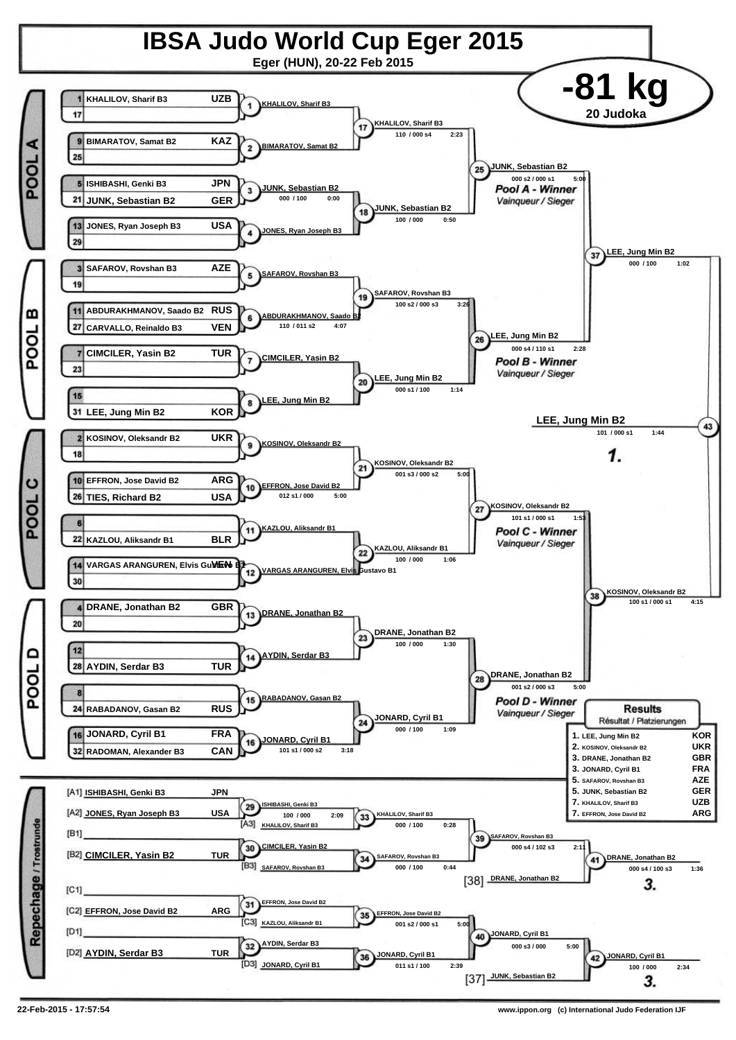# IBSA Judo World Cup Eger 2015

**Eger (HUN), 20-22 Feb 2015**

## -81 kg

**20 Judoka**

## POOL A

| Seed | Name | Country |
|---|---|---|
| 1 | KHALILOV, Sharif B3 | UZB |
| 17 | | |
| 9 | BIMARATOV, Samat B2 | KAZ |
| 25 | | |
| 5 | ISHIBASHI, Genki B3 | JPN |
| 21 | JUNK, Sebastian B2 | GER |
| 13 | JONES, Ryan Joseph B3 | USA |
| 29 | | |

- (1) KHALILOV, Sharif B3
- (2) BIMARATOV, Samat B2
- (3) JUNK, Sebastian B2 — 000 / 100 — 0:00
- (4) JONES, Ryan Joseph B3
- (17) KHALILOV, Sharif B3 — 110 / 000 s4 — 2:23
- (18) JUNK, Sebastian B2 — 100 / 000 — 0:50
- (25) JUNK, Sebastian B2 — 000 s2 / 000 s1 — 5:00

*Pool A - Winner*
*Vainqueur / Sieger*

## POOL B

| Seed | Name | Country |
|---|---|---|
| 3 | SAFAROV, Rovshan B3 | AZE |
| 19 | | |
| 11 | ABDURAKHMANOV, Saado B2 | RUS |
| 27 | CARVALLO, Reinaldo B3 | VEN |
| 7 | CIMCILER, Yasin B2 | TUR |
| 23 | | |
| 15 | | |
| 31 | LEE, Jung Min B2 | KOR |

- (5) SAFAROV, Rovshan B3
- (6) ABDURAKHMANOV, Saado B2 — 110 / 011 s2 — 4:07
- (7) CIMCILER, Yasin B2
- (8) LEE, Jung Min B2
- (19) SAFAROV, Rovshan B3 — 100 s2 / 000 s3 — 3:26
- (20) LEE, Jung Min B2 — 000 s1 / 100 — 1:14
- (26) LEE, Jung Min B2 — 000 s4 / 110 s1 — 2:28

*Pool B - Winner*
*Vainqueur / Sieger*

- (37) LEE, Jung Min B2 — 000 / 100 — 1:02

## POOL C

| Seed | Name | Country |
|---|---|---|
| 2 | KOSINOV, Oleksandr B2 | UKR |
| 18 | | |
| 10 | EFFRON, Jose David B2 | ARG |
| 26 | TIES, Richard B2 | USA |
| 6 | | |
| 22 | KAZLOU, Aliksandr B1 | BLR |
| 14 | VARGAS ARANGUREN, Elvis Gustavo B1 | VEN |
| 30 | | |

- (9) KOSINOV, Oleksandr B2
- (10) EFFRON, Jose David B2 — 012 s1 / 000 — 5:00
- (11) KAZLOU, Aliksandr B1
- (12) VARGAS ARANGUREN, Elvis Gustavo B1
- (21) KOSINOV, Oleksandr B2 — 001 s3 / 000 s2 — 5:00
- (22) KAZLOU, Aliksandr B1 — 100 / 000 — 1:06
- (27) KOSINOV, Oleksandr B2 — 101 s1 / 000 s1 — 1:53

*Pool C - Winner*
*Vainqueur / Sieger*

## POOL D

| Seed | Name | Country |
|---|---|---|
| 4 | DRANE, Jonathan B2 | GBR |
| 20 | | |
| 12 | | |
| 28 | AYDIN, Serdar B3 | TUR |
| 8 | | |
| 24 | RABADANOV, Gasan B2 | RUS |
| 16 | JONARD, Cyril B1 | FRA |
| 32 | RADOMAN, Alexander B3 | CAN |

- (13) DRANE, Jonathan B2
- (14) AYDIN, Serdar B3
- (15) RABADANOV, Gasan B2
- (16) JONARD, Cyril B1 — 101 s1 / 000 s2 — 3:18
- (23) DRANE, Jonathan B2 — 100 / 000 — 1:30
- (24) JONARD, Cyril B1 — 000 / 100 — 1:09
- (28) DRANE, Jonathan B2 — 001 s2 / 000 s3 — 5:00

*Pool D - Winner*
*Vainqueur / Sieger*

- (38) KOSINOV, Oleksandr B2 — 100 s1 / 000 s1 — 4:15

## Final

- (43) LEE, Jung Min B2 — 101 / 000 s1 — 1:44

**1.**

## Repechage / Trostrunde

| | Name | Country |
|---|---|---|
| [A1] | ISHIBASHI, Genki B3 | JPN |
| [A2] | JONES, Ryan Joseph B3 | USA |
| [A3] | KHALILOV, Sharif B3 | |
| [B1] | | |
| [B2] | CIMCILER, Yasin B2 | TUR |
| [B3] | SAFAROV, Rovshan B3 | |
| [C1] | | |
| [C2] | EFFRON, Jose David B2 | ARG |
| [C3] | KAZLOU, Aliksandr B1 | |
| [D1] | | |
| [D2] | AYDIN, Serdar B3 | TUR |
| [D3] | JONARD, Cyril B1 | |

- (29) ISHIBASHI, Genki B3 — 100 / 000 — 2:09
- (30) CIMCILER, Yasin B2
- (31) EFFRON, Jose David B2
- (32) AYDIN, Serdar B3
- (33) KHALILOV, Sharif B3 — 000 / 100 — 0:28
- (34) SAFAROV, Rovshan B3 — 000 / 100 — 0:44
- (35) EFFRON, Jose David B2 — 001 s2 / 000 s1 — 5:00
- (36) JONARD, Cyril B1 — 011 s1 / 100 — 2:39
- (39) SAFAROV, Rovshan B3 — 000 s4 / 102 s3 — 2:11
- (40) JONARD, Cyril B1 — 000 s3 / 000 — 5:00
- [38] DRANE, Jonathan B2
- [37] JUNK, Sebastian B2
- (41) DRANE, Jonathan B2 — 000 s4 / 100 s3 — 1:36 — **3.**
- (42) JONARD, Cyril B1 — 100 / 000 — 2:34 — **3.**

## Results
Résultat / Platzierungen

| Place | Name | Country |
|---|---|---|
| 1. | LEE, Jung Min B2 | KOR |
| 2. | KOSINOV, Oleksandr B2 | UKR |
| 3. | DRANE, Jonathan B2 | GBR |
| 3. | JONARD, Cyril B1 | FRA |
| 5. | SAFAROV, Rovshan B3 | AZE |
| 5. | JUNK, Sebastian B2 | GER |
| 7. | KHALILOV, Sharif B3 | UZB |
| 7. | EFFRON, Jose David B2 | ARG |

22-Feb-2015 - 17:57:54

www.ippon.org (c) International Judo Federation IJF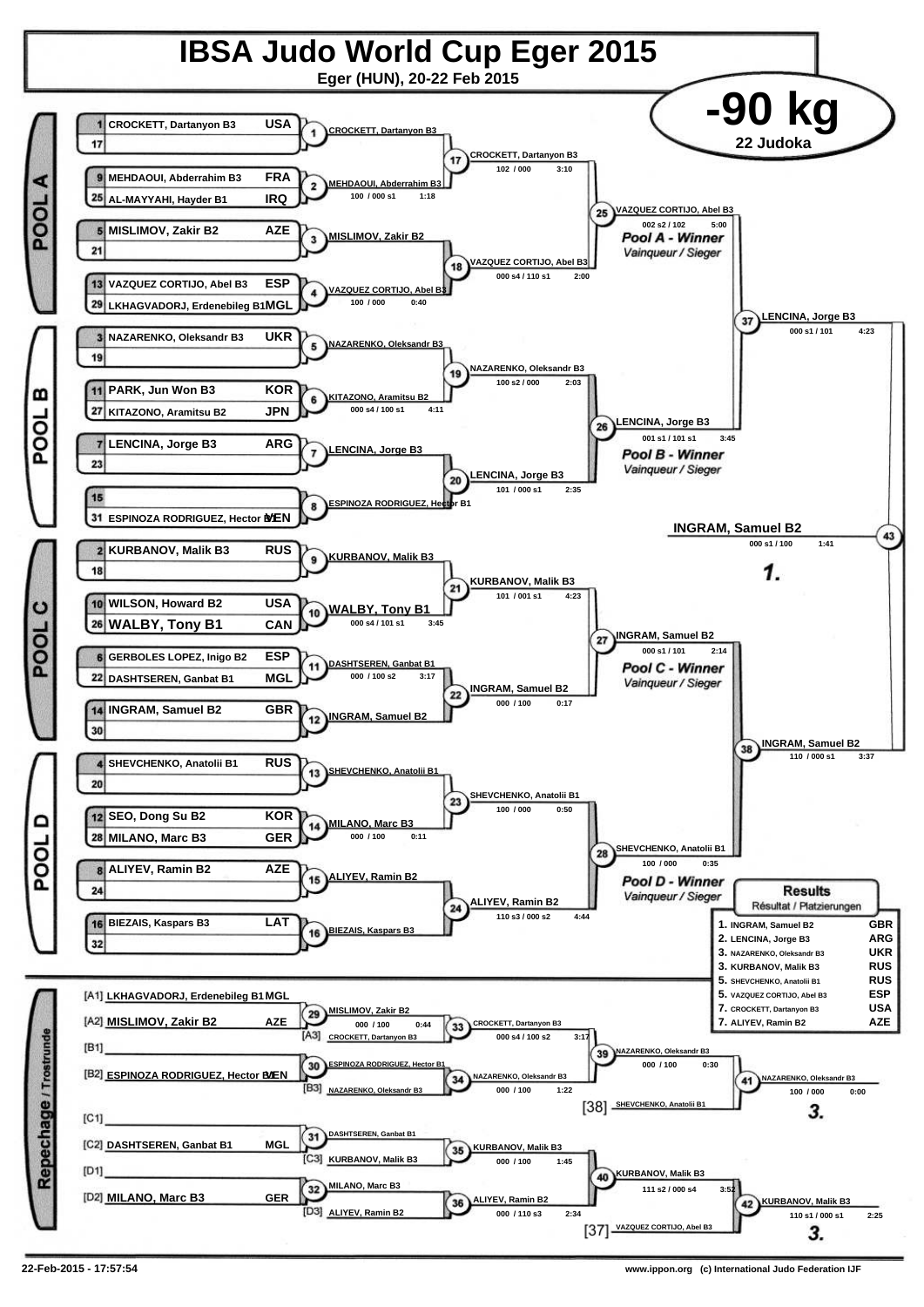# IBSA Judo World Cup Eger 2015

**Eger (HUN), 20-22 Feb 2015**

## -90 kg

**22 Judoka**

## POOL A

| Seed | Name | Country |
|---|---|---|
| 1 | CROCKETT, Dartanyon B3 | USA |
| 17 | | |
| 9 | MEHDAOUI, Abderrahim B3 | FRA |
| 25 | AL-MAYYAHI, Hayder B1 | IRQ |
| 5 | MISLIMOV, Zakir B2 | AZE |
| 21 | | |
| 13 | VAZQUEZ CORTIJO, Abel B3 | ESP |
| 29 | LKHAGVADORJ, Erdenebileg B1 | MGL |

- (1) CROCKETT, Dartanyon B3
- (2) MEHDAOUI, Abderrahim B3 — 100 / 000 s1 — 1:18
- (3) MISLIMOV, Zakir B2
- (4) VAZQUEZ CORTIJO, Abel B3 — 100 / 000 — 0:40
- (17) CROCKETT, Dartanyon B3 — 102 / 000 — 3:10
- (18) VAZQUEZ CORTIJO, Abel B3 — 000 s4 / 110 s1 — 2:00
- (25) VAZQUEZ CORTIJO, Abel B3 — 002 s2 / 102 — 5:00 — *Pool A - Winner / Vainqueur / Sieger*

## POOL B

| Seed | Name | Country |
|---|---|---|
| 3 | NAZARENKO, Oleksandr B3 | UKR |
| 19 | | |
| 11 | PARK, Jun Won B3 | KOR |
| 27 | KITAZONO, Aramitsu B2 | JPN |
| 7 | LENCINA, Jorge B3 | ARG |
| 23 | | |
| 15 | | |
| 31 | ESPINOZA RODRIGUEZ, Hector B1 | VEN |

- (5) NAZARENKO, Oleksandr B3
- (6) KITAZONO, Aramitsu B2 — 000 s4 / 100 s1 — 4:11
- (7) LENCINA, Jorge B3
- (8) ESPINOZA RODRIGUEZ, Hector B1
- (19) NAZARENKO, Oleksandr B3 — 100 s2 / 000 — 2:03
- (20) LENCINA, Jorge B3 — 101 / 000 s1 — 2:35
- (26) LENCINA, Jorge B3 — 001 s1 / 101 s1 — 3:45 — *Pool B - Winner / Vainqueur / Sieger*

## POOL C

| Seed | Name | Country |
|---|---|---|
| 2 | KURBANOV, Malik B3 | RUS |
| 18 | | |
| 10 | WILSON, Howard B2 | USA |
| 26 | WALBY, Tony B1 | CAN |
| 6 | GERBOLES LOPEZ, Inigo B2 | ESP |
| 22 | DASHTSEREN, Ganbat B1 | MGL |
| 14 | INGRAM, Samuel B2 | GBR |
| 30 | | |

- (9) KURBANOV, Malik B3
- (10) WALBY, Tony B1 — 000 s4 / 101 s1 — 3:45
- (11) DASHTSEREN, Ganbat B1 — 000 / 100 s2 — 3:17
- (12) INGRAM, Samuel B2
- (21) KURBANOV, Malik B3 — 101 / 001 s1 — 4:23
- (22) INGRAM, Samuel B2 — 000 / 100 — 0:17
- (27) INGRAM, Samuel B2 — 000 s1 / 101 — 2:14 — *Pool C - Winner / Vainqueur / Sieger*

## POOL D

| Seed | Name | Country |
|---|---|---|
| 4 | SHEVCHENKO, Anatolii B1 | RUS |
| 20 | | |
| 12 | SEO, Dong Su B2 | KOR |
| 28 | MILANO, Marc B3 | GER |
| 8 | ALIYEV, Ramin B2 | AZE |
| 24 | | |
| 16 | BIEZAIS, Kaspars B3 | LAT |
| 32 | | |

- (13) SHEVCHENKO, Anatolii B1
- (14) MILANO, Marc B3 — 000 / 100 — 0:11
- (15) ALIYEV, Ramin B2
- (16) BIEZAIS, Kaspars B3
- (23) SHEVCHENKO, Anatolii B1 — 100 / 000 — 0:50
- (24) ALIYEV, Ramin B2 — 110 s3 / 000 s2 — 4:44
- (28) SHEVCHENKO, Anatolii B1 — 100 / 000 — 0:35 — *Pool D - Winner / Vainqueur / Sieger*

## Semi-finals and Final

- (37) LENCINA, Jorge B3 — 000 s1 / 101 — 4:23
- (38) INGRAM, Samuel B2 — 110 / 000 s1 — 3:37
- (43) INGRAM, Samuel B2 — 000 s1 / 100 — 1:41 — **1.**

## Repechage / Trostrunde

- [A1] LKHAGVADORJ, Erdenebileg B1 — MGL
- [A2] MISLIMOV, Zakir B2 — AZE
- [B1]
- [B2] ESPINOZA RODRIGUEZ, Hector B1 — VEN
- [C1]
- [C2] DASHTSEREN, Ganbat B1 — MGL
- [D1]
- [D2] MILANO, Marc B3 — GER

- (29) MISLIMOV, Zakir B2 — 000 / 100 — 0:44
- [A3] CROCKETT, Dartanyon B3
- (33) CROCKETT, Dartanyon B3 — 000 s4 / 100 s2 — 3:17
- (30) ESPINOZA RODRIGUEZ, Hector B1
- [B3] NAZARENKO, Oleksandr B3
- (34) NAZARENKO, Oleksandr B3 — 000 / 100 — 1:22
- (39) NAZARENKO, Oleksandr B3 — 000 / 100 — 0:30
- [38] SHEVCHENKO, Anatolii B1
- (41) NAZARENKO, Oleksandr B3 — 100 / 000 — 0:00 — **3.**
- (31) DASHTSEREN, Ganbat B1
- [C3] KURBANOV, Malik B3
- (35) KURBANOV, Malik B3 — 000 / 100 — 1:45
- (32) MILANO, Marc B3
- [D3] ALIYEV, Ramin B2
- (36) ALIYEV, Ramin B2 — 000 / 110 s3 — 2:34
- (40) KURBANOV, Malik B3 — 111 s2 / 000 s4 — 3:52
- [37] VAZQUEZ CORTIJO, Abel B3
- (42) KURBANOV, Malik B3 — 110 s1 / 000 s1 — 2:25 — **3.**

## Results / Résultat / Platzierungen

| Place | Name | Country |
|---|---|---|
| 1. | INGRAM, Samuel B2 | GBR |
| 2. | LENCINA, Jorge B3 | ARG |
| 3. | NAZARENKO, Oleksandr B3 | UKR |
| 3. | KURBANOV, Malik B3 | RUS |
| 5. | SHEVCHENKO, Anatolii B1 | RUS |
| 5. | VAZQUEZ CORTIJO, Abel B3 | ESP |
| 7. | CROCKETT, Dartanyon B3 | USA |
| 7. | ALIYEV, Ramin B2 | AZE |

22-Feb-2015 - 17:57:54

www.ippon.org (c) International Judo Federation IJF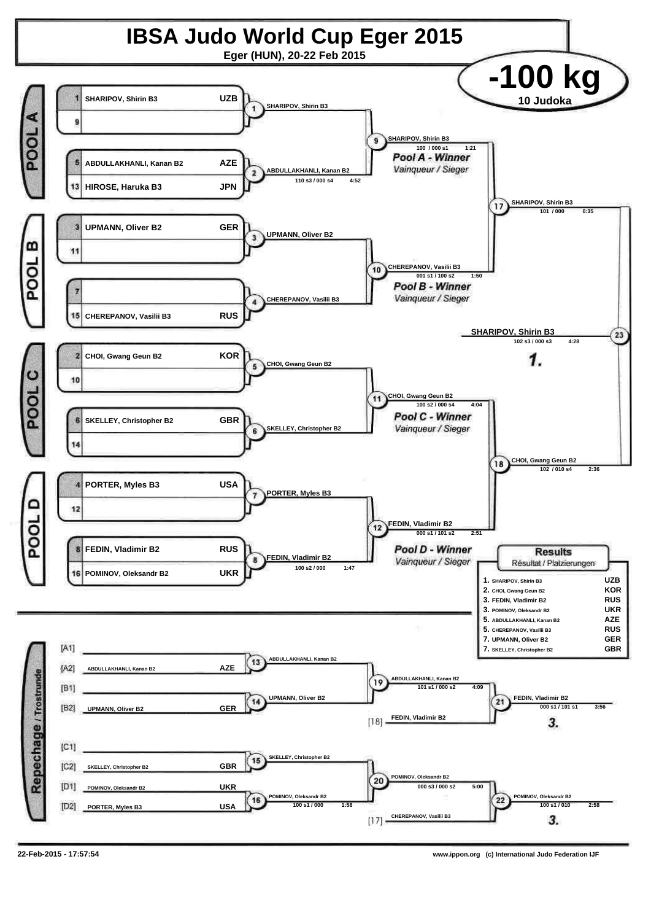# IBSA Judo World Cup Eger 2015

**Eger (HUN), 20-22 Feb 2015**

## -100 kg

**10 Judoka**

### POOL A

| Seed | Name | Country |
|---|---|---|
| 1 | SHARIPOV, Shirin B3 | UZB |
| 9 | | |
| 5 | ABDULLAKHANLI, Kanan B2 | AZE |
| 13 | HIROSE, Haruka B3 | JPN |

- Match 1: SHARIPOV, Shirin B3
- Match 2: ABDULLAKHANLI, Kanan B2 — 110 s3 / 000 s4 — 4:52
- Match 9: SHARIPOV, Shirin B3 — 100 / 000 s1 — 1:21

*Pool A - Winner* / *Vainqueur / Sieger*

### POOL B

| Seed | Name | Country |
|---|---|---|
| 3 | UPMANN, Oliver B2 | GER |
| 11 | | |
| 7 | | |
| 15 | CHEREPANOV, Vasilii B3 | RUS |

- Match 3: UPMANN, Oliver B2
- Match 4: CHEREPANOV, Vasilii B3
- Match 10: CHEREPANOV, Vasilii B3 — 001 s1 / 100 s2 — 1:50

*Pool B - Winner* / *Vainqueur / Sieger*

### POOL C

| Seed | Name | Country |
|---|---|---|
| 2 | CHOI, Gwang Geun B2 | KOR |
| 10 | | |
| 6 | SKELLEY, Christopher B2 | GBR |
| 14 | | |

- Match 5: CHOI, Gwang Geun B2
- Match 6: SKELLEY, Christopher B2
- Match 11: CHOI, Gwang Geun B2 — 100 s2 / 000 s4 — 4:04

*Pool C - Winner* / *Vainqueur / Sieger*

### POOL D

| Seed | Name | Country |
|---|---|---|
| 4 | PORTER, Myles B3 | USA |
| 12 | | |
| 8 | FEDIN, Vladimir B2 | RUS |
| 16 | POMINOV, Oleksandr B2 | UKR |

- Match 7: PORTER, Myles B3
- Match 8: FEDIN, Vladimir B2 — 100 s2 / 000 — 1:47
- Match 12: FEDIN, Vladimir B2 — 000 s1 / 101 s2 — 2:51

*Pool D - Winner* / *Vainqueur / Sieger*

### Semi-finals and Final

- Match 17: SHARIPOV, Shirin B3 — 101 / 000 — 0:35
- Match 18: CHOI, Gwang Geun B2 — 102 / 010 s4 — 2:36
- Match 23 (Final): SHARIPOV, Shirin B3 — 102 s3 / 000 s3 — 4:28 — **1.**

### Repechage / Trostrunde

| Position | Name | Country |
|---|---|---|
| [A1] | | |
| [A2] | ABDULLAKHANLI, Kanan B2 | AZE |
| [B1] | | |
| [B2] | UPMANN, Oliver B2 | GER |
| [C1] | | |
| [C2] | SKELLEY, Christopher B2 | GBR |
| [D1] | POMINOV, Oleksandr B2 | UKR |
| [D2] | PORTER, Myles B3 | USA |

- Match 13: ABDULLAKHANLI, Kanan B2
- Match 14: UPMANN, Oliver B2
- Match 19: ABDULLAKHANLI, Kanan B2 — 101 s1 / 000 s2 — 4:09
- [18] FEDIN, Vladimir B2
- Match 21: FEDIN, Vladimir B2 — 000 s1 / 101 s1 — 3:56 — **3.**
- Match 15: SKELLEY, Christopher B2
- Match 16: POMINOV, Oleksandr B2 — 100 s1 / 000 — 1:58
- Match 20: POMINOV, Oleksandr B2 — 000 s3 / 000 s2 — 5:00
- [17] CHEREPANOV, Vasilii B3
- Match 22: POMINOV, Oleksandr B2 — 100 s1 / 010 — 2:58 — **3.**

### Results
Résultat / Platzierungen

| Place | Name | Country |
|---|---|---|
| 1. | SHARIPOV, Shirin B3 | UZB |
| 2. | CHOI, Gwang Geun B2 | KOR |
| 3. | FEDIN, Vladimir B2 | RUS |
| 3. | POMINOV, Oleksandr B2 | UKR |
| 5. | ABDULLAKHANLI, Kanan B2 | AZE |
| 5. | CHEREPANOV, Vasilii B3 | RUS |
| 7. | UPMANN, Oliver B2 | GER |
| 7. | SKELLEY, Christopher B2 | GBR |

22-Feb-2015 - 17:57:54

www.ippon.org (c) International Judo Federation IJF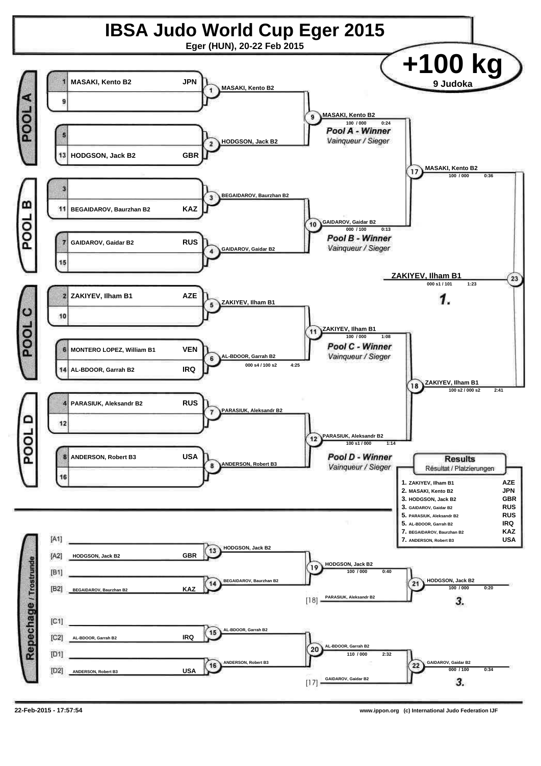# IBSA Judo World Cup Eger 2015

Eger (HUN), 20-22 Feb 2015

## +100 kg

9 Judoka

### POOL A

| Seed | Name | Country |
|---|---|---|
| 1 | MASAKI, Kento B2 | JPN |
| 9 | | |
| 5 | | |
| 13 | HODGSON, Jack B2 | GBR |

- Contest 1: MASAKI, Kento B2
- Contest 2: HODGSON, Jack B2
- Contest 9: MASAKI, Kento B2 — 100 / 000 — 0:24

*Pool A - Winner*
*Vainqueur / Sieger*

### POOL B

| Seed | Name | Country |
|---|---|---|
| 3 | | |
| 11 | BEGAIDAROV, Baurzhan B2 | KAZ |
| 7 | GAIDAROV, Gaidar B2 | RUS |
| 15 | | |

- Contest 3: BEGAIDAROV, Baurzhan B2
- Contest 4: GAIDAROV, Gaidar B2
- Contest 10: GAIDAROV, Gaidar B2 — 000 / 100 — 0:13

*Pool B - Winner*
*Vainqueur / Sieger*

### POOL C

| Seed | Name | Country |
|---|---|---|
| 2 | ZAKIYEV, Ilham B1 | AZE |
| 10 | | |
| 6 | MONTERO LOPEZ, William B1 | VEN |
| 14 | AL-BDOOR, Garrah B2 | IRQ |

- Contest 5: ZAKIYEV, Ilham B1
- Contest 6: AL-BDOOR, Garrah B2 — 000 s4 / 100 s2 — 4:25
- Contest 11: ZAKIYEV, Ilham B1 — 100 / 000 — 1:08

*Pool C - Winner*
*Vainqueur / Sieger*

### POOL D

| Seed | Name | Country |
|---|---|---|
| 4 | PARASIUK, Aleksandr B2 | RUS |
| 12 | | |
| 8 | ANDERSON, Robert B3 | USA |
| 16 | | |

- Contest 7: PARASIUK, Aleksandr B2
- Contest 8: ANDERSON, Robert B3
- Contest 12: PARASIUK, Aleksandr B2 — 100 s1 / 000 — 1:14

*Pool D - Winner*
*Vainqueur / Sieger*

### Semifinals and Final

- Contest 17: MASAKI, Kento B2 — 100 / 000 — 0:36
- Contest 18: ZAKIYEV, Ilham B1 — 100 s2 / 000 s2 — 2:41
- Contest 23: **ZAKIYEV, Ilham B1** — 000 s1 / 101 — 1:23 — **1.**

### Repechage / Trostrunde

| Slot | Name | Country |
|---|---|---|
| [A1] | | |
| [A2] | HODGSON, Jack B2 | GBR |
| [B1] | | |
| [B2] | BEGAIDAROV, Baurzhan B2 | KAZ |
| [C1] | | |
| [C2] | AL-BDOOR, Garrah B2 | IRQ |
| [D1] | | |
| [D2] | ANDERSON, Robert B3 | USA |

- Contest 13: HODGSON, Jack B2
- Contest 14: BEGAIDAROV, Baurzhan B2
- Contest 19: HODGSON, Jack B2 — 100 / 000 — 0:40
- Contest 21: HODGSON, Jack B2 vs [18] PARASIUK, Aleksandr B2 — HODGSON, Jack B2 — 100 / 000 — 0:20 — **3.**
- Contest 15: AL-BDOOR, Garrah B2
- Contest 16: ANDERSON, Robert B3
- Contest 20: AL-BDOOR, Garrah B2 — 110 / 000 — 2:32
- Contest 22: AL-BDOOR, Garrah B2 vs [17] GAIDAROV, Gaidar B2 — GAIDAROV, Gaidar B2 — 000 / 100 — 0:34 — **3.**

### Results
Résultat / Platzierungen

| Place | Name | Country |
|---|---|---|
| 1. | ZAKIYEV, Ilham B1 | AZE |
| 2. | MASAKI, Kento B2 | JPN |
| 3. | HODGSON, Jack B2 | GBR |
| 3. | GAIDAROV, Gaidar B2 | RUS |
| 5. | PARASIUK, Aleksandr B2 | RUS |
| 5. | AL-BDOOR, Garrah B2 | IRQ |
| 7. | BEGAIDAROV, Baurzhan B2 | KAZ |
| 7. | ANDERSON, Robert B3 | USA |

22-Feb-2015 - 17:57:54

www.ippon.org (c) International Judo Federation IJF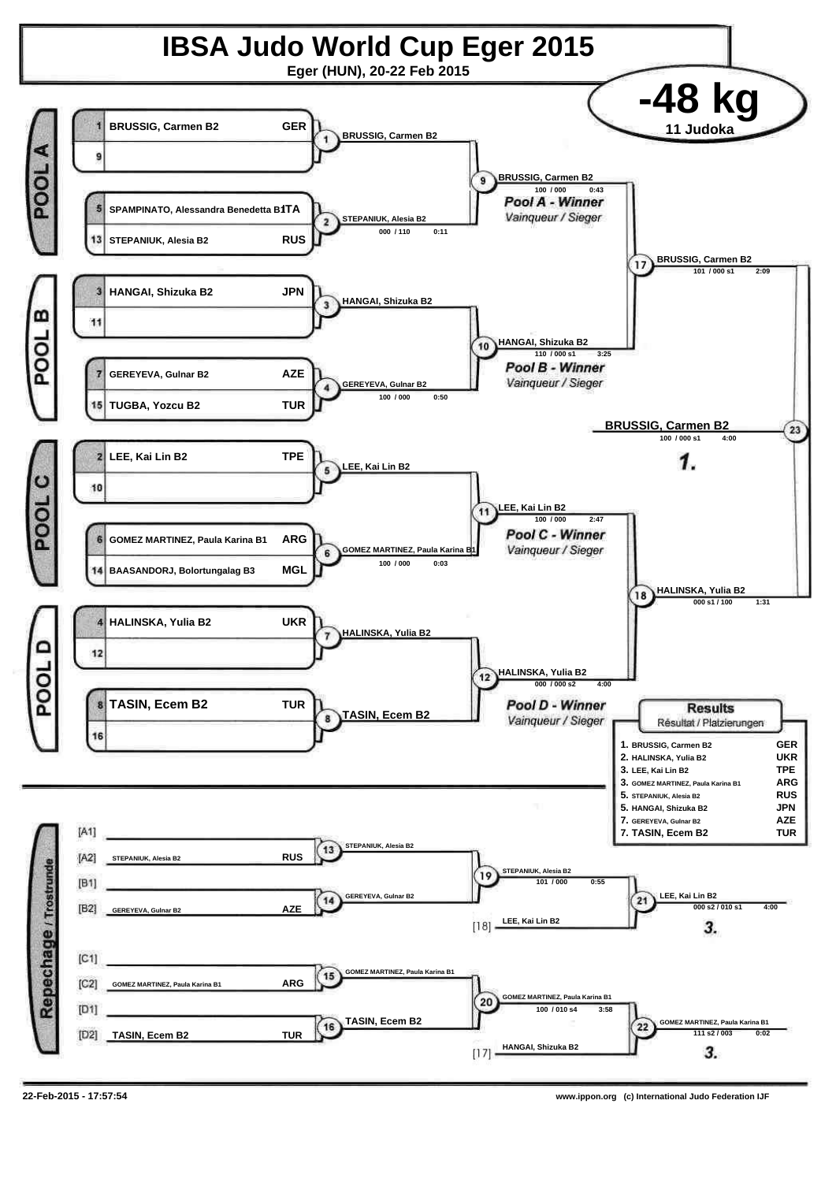# IBSA Judo World Cup Eger 2015

Eger (HUN), 20-22 Feb 2015

## -48 kg

11 Judoka

### POOL A

| Seed | Name | Country |
|---|---|---|
| 1 | BRUSSIG, Carmen B2 | GER |
| 9 | | |
| 5 | SPAMPINATO, Alessandra Benedetta B1 | ITA |
| 13 | STEPANIUK, Alesia B2 | RUS |

- Match 1: BRUSSIG, Carmen B2
- Match 2: STEPANIUK, Alesia B2 — 000 / 110 — 0:11
- Match 9: BRUSSIG, Carmen B2 — 100 / 000 — 0:43

*Pool A - Winner*
*Vainqueur / Sieger*

### POOL B

| Seed | Name | Country |
|---|---|---|
| 3 | HANGAI, Shizuka B2 | JPN |
| 11 | | |
| 7 | GEREYEVA, Gulnar B2 | AZE |
| 15 | TUGBA, Yozcu B2 | TUR |

- Match 3: HANGAI, Shizuka B2
- Match 4: GEREYEVA, Gulnar B2 — 100 / 000 — 0:50
- Match 10: HANGAI, Shizuka B2 — 110 / 000 s1 — 3:25

*Pool B - Winner*
*Vainqueur / Sieger*

### POOL C

| Seed | Name | Country |
|---|---|---|
| 2 | LEE, Kai Lin B2 | TPE |
| 10 | | |
| 6 | GOMEZ MARTINEZ, Paula Karina B1 | ARG |
| 14 | BAASANDORJ, Bolortungalag B3 | MGL |

- Match 5: LEE, Kai Lin B2
- Match 6: GOMEZ MARTINEZ, Paula Karina B1 — 100 / 000 — 0:03
- Match 11: LEE, Kai Lin B2 — 100 / 000 — 2:47

*Pool C - Winner*
*Vainqueur / Sieger*

### POOL D

| Seed | Name | Country |
|---|---|---|
| 4 | HALINSKA, Yulia B2 | UKR |
| 12 | | |
| 8 | TASIN, Ecem B2 | TUR |
| 16 | | |

- Match 7: HALINSKA, Yulia B2
- Match 8: TASIN, Ecem B2
- Match 12: HALINSKA, Yulia B2 — 000 / 000 s2 — 4:00

*Pool D - Winner*
*Vainqueur / Sieger*

### Semi-finals and Final

- Match 17: BRUSSIG, Carmen B2 — 101 / 000 s1 — 2:09
- Match 18: HALINSKA, Yulia B2 — 000 s1 / 100 — 1:31
- Match 23: BRUSSIG, Carmen B2 — 100 / 000 s1 — 4:00 — **1.**

### Repechage / Trostrunde

| Position | Name | Country |
|---|---|---|
| [A1] | | |
| [A2] | STEPANIUK, Alesia B2 | RUS |
| [B1] | | |
| [B2] | GEREYEVA, Gulnar B2 | AZE |
| [C1] | | |
| [C2] | GOMEZ MARTINEZ, Paula Karina B1 | ARG |
| [D1] | | |
| [D2] | TASIN, Ecem B2 | TUR |

- Match 13: STEPANIUK, Alesia B2
- Match 14: GEREYEVA, Gulnar B2
- Match 19: STEPANIUK, Alesia B2 — 101 / 000 — 0:55
- [18] LEE, Kai Lin B2
- Match 21: LEE, Kai Lin B2 — 000 s2 / 010 s1 — 4:00 — **3.**
- Match 15: GOMEZ MARTINEZ, Paula Karina B1
- Match 16: TASIN, Ecem B2
- Match 20: GOMEZ MARTINEZ, Paula Karina B1 — 100 / 010 s4 — 3:58
- [17] HANGAI, Shizuka B2
- Match 22: GOMEZ MARTINEZ, Paula Karina B1 — 111 s2 / 003 — 0:02 — **3.**

### Results
Résultat / Platzierungen

| Place | Name | Country |
|---|---|---|
| 1. | BRUSSIG, Carmen B2 | GER |
| 2. | HALINSKA, Yulia B2 | UKR |
| 3. | LEE, Kai Lin B2 | TPE |
| 3. | GOMEZ MARTINEZ, Paula Karina B1 | ARG |
| 5. | STEPANIUK, Alesia B2 | RUS |
| 5. | HANGAI, Shizuka B2 | JPN |
| 7. | GEREYEVA, Gulnar B2 | AZE |
| 7. | TASIN, Ecem B2 | TUR |

22-Feb-2015 - 17:57:54

www.ippon.org (c) International Judo Federation IJF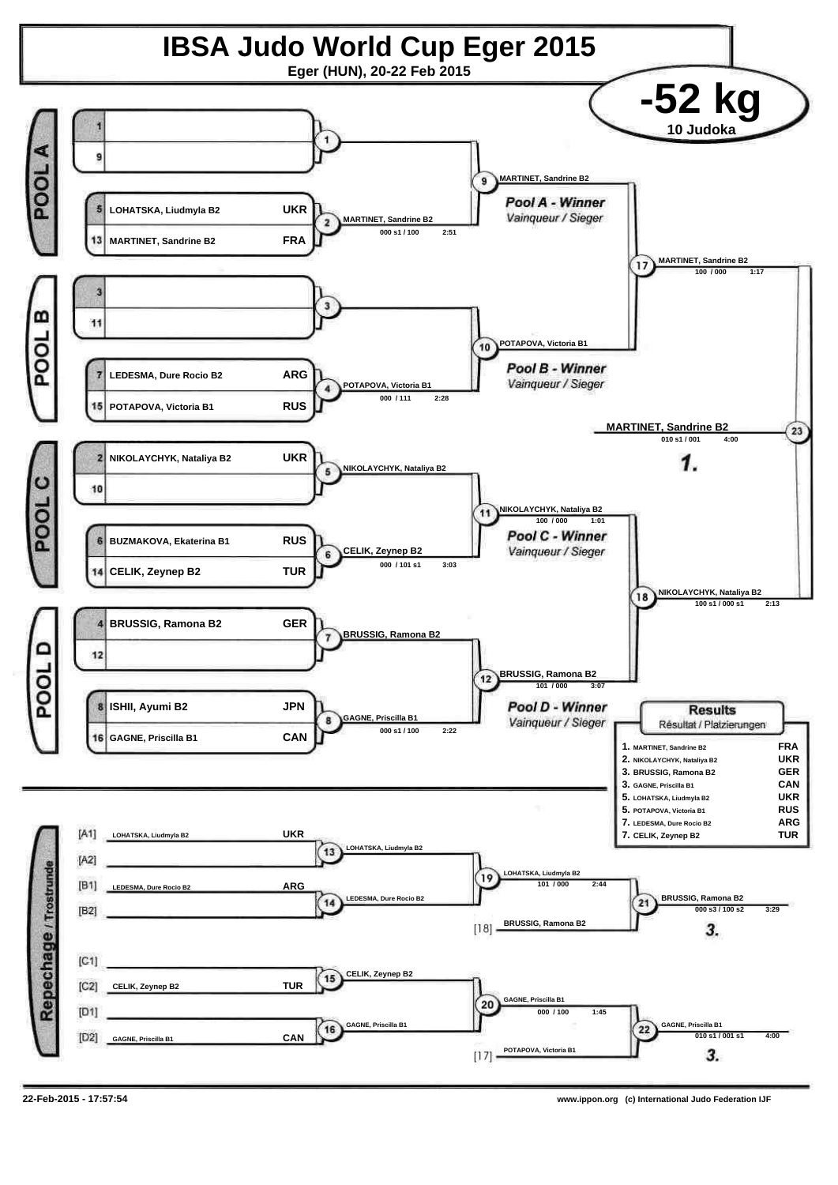# IBSA Judo World Cup Eger 2015

**Eger (HUN), 20-22 Feb 2015**

## -52 kg

**10 Judoka**

### POOL A

| Seed | Name | Country |
|---|---|---|
| 1 | | |
| 9 | | |
| 5 | LOHATSKA, Liudmyla B2 | UKR |
| 13 | MARTINET, Sandrine B2 | FRA |

- Contest 2: MARTINET, Sandrine B2 — 000 s1 / 100 — 2:51
- Contest 9: MARTINET, Sandrine B2

*Pool A - Winner* / Vainqueur / Sieger

### POOL B

| Seed | Name | Country |
|---|---|---|
| 3 | | |
| 11 | | |
| 7 | LEDESMA, Dure Rocio B2 | ARG |
| 15 | POTAPOVA, Victoria B1 | RUS |

- Contest 4: POTAPOVA, Victoria B1 — 000 / 111 — 2:28
- Contest 10: POTAPOVA, Victoria B1

*Pool B - Winner* / Vainqueur / Sieger

- Contest 17: MARTINET, Sandrine B2 — 100 / 000 — 1:17

### POOL C

| Seed | Name | Country |
|---|---|---|
| 2 | NIKOLAYCHYK, Nataliya B2 | UKR |
| 10 | | |
| 6 | BUZMAKOVA, Ekaterina B1 | RUS |
| 14 | CELIK, Zeynep B2 | TUR |

- Contest 5: NIKOLAYCHYK, Nataliya B2
- Contest 6: CELIK, Zeynep B2 — 000 / 101 s1 — 3:03
- Contest 11: NIKOLAYCHYK, Nataliya B2 — 100 / 000 — 1:01

*Pool C - Winner* / Vainqueur / Sieger

### POOL D

| Seed | Name | Country |
|---|---|---|
| 4 | BRUSSIG, Ramona B2 | GER |
| 12 | | |
| 8 | ISHII, Ayumi B2 | JPN |
| 16 | GAGNE, Priscilla B1 | CAN |

- Contest 7: BRUSSIG, Ramona B2
- Contest 8: GAGNE, Priscilla B1 — 000 s1 / 100 — 2:22
- Contest 12: BRUSSIG, Ramona B2 — 101 / 000 — 3:07

*Pool D - Winner* / Vainqueur / Sieger

- Contest 18: NIKOLAYCHYK, Nataliya B2 — 100 s1 / 000 s1 — 2:13

### Final

- Contest 23: **MARTINET, Sandrine B2** — 010 s1 / 001 — 4:00 — **1.**

### Repechage / Trostrunde

| Slot | Name | Country |
|---|---|---|
| [A1] | LOHATSKA, Liudmyla B2 | UKR |
| [A2] | | |
| [B1] | LEDESMA, Dure Rocio B2 | ARG |
| [B2] | | |
| [C1] | | |
| [C2] | CELIK, Zeynep B2 | TUR |
| [D1] | | |
| [D2] | GAGNE, Priscilla B1 | CAN |

- Contest 13: LOHATSKA, Liudmyla B2
- Contest 14: LEDESMA, Dure Rocio B2
- Contest 19: LOHATSKA, Liudmyla B2 — 101 / 000 — 2:44
- [18] BRUSSIG, Ramona B2
- Contest 21: BRUSSIG, Ramona B2 — 000 s3 / 100 s2 — 3:29 — **3.**
- Contest 15: CELIK, Zeynep B2
- Contest 16: GAGNE, Priscilla B1
- Contest 20: GAGNE, Priscilla B1 — 000 / 100 — 1:45
- [17] POTAPOVA, Victoria B1
- Contest 22: GAGNE, Priscilla B1 — 010 s1 / 001 s1 — 4:00 — **3.**

### Results

Résultat / Platzierungen

| Place | Name | Country |
|---|---|---|
| 1. | MARTINET, Sandrine B2 | FRA |
| 2. | NIKOLAYCHYK, Nataliya B2 | UKR |
| 3. | BRUSSIG, Ramona B2 | GER |
| 3. | GAGNE, Priscilla B1 | CAN |
| 5. | LOHATSKA, Liudmyla B2 | UKR |
| 5. | POTAPOVA, Victoria B1 | RUS |
| 7. | LEDESMA, Dure Rocio B2 | ARG |
| 7. | CELIK, Zeynep B2 | TUR |

22-Feb-2015 - 17:57:54

www.ippon.org (c) International Judo Federation IJF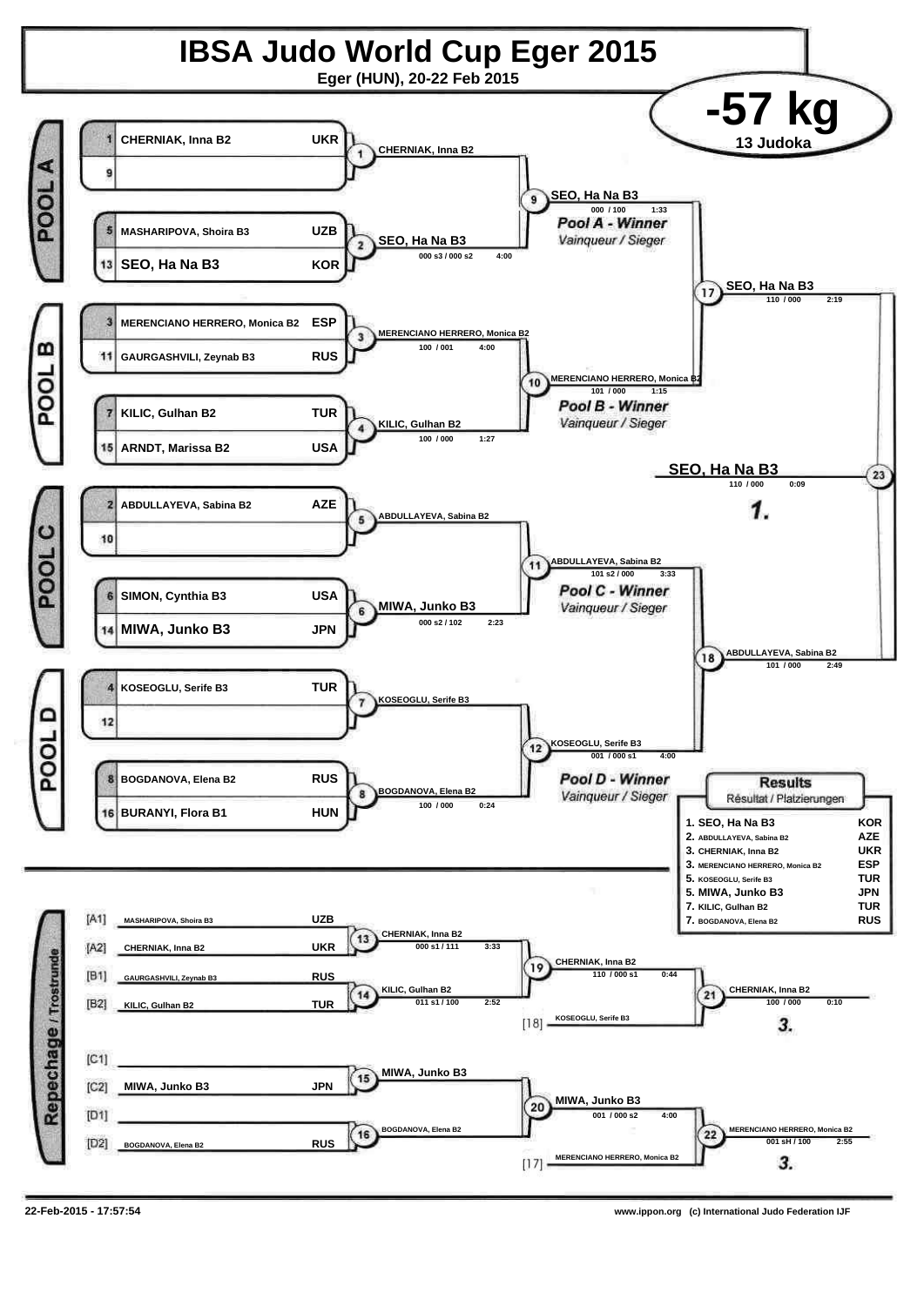# IBSA Judo World Cup Eger 2015

Eger (HUN), 20-22 Feb 2015

## -57 kg

13 Judoka

### POOL A

| Seed | Name | Country |
|---|---|---|
| 1 | CHERNIAK, Inna B2 | UKR |
| 9 | | |
| 5 | MASHARIPOVA, Shoira B3 | UZB |
| 13 | SEO, Ha Na B3 | KOR |

- Contest 1: CHERNIAK, Inna B2
- Contest 2: SEO, Ha Na B3 — 000 s3 / 000 s2 — 4:00
- Contest 9: SEO, Ha Na B3 — 000 / 100 — 1:33

*Pool A - Winner* / *Vainqueur / Sieger*

### POOL B

| Seed | Name | Country |
|---|---|---|
| 3 | MERENCIANO HERRERO, Monica B2 | ESP |
| 11 | GAURGASHVILI, Zeynab B3 | RUS |
| 7 | KILIC, Gulhan B2 | TUR |
| 15 | ARNDT, Marissa B2 | USA |

- Contest 3: MERENCIANO HERRERO, Monica B2 — 100 / 001 — 4:00
- Contest 4: KILIC, Gulhan B2 — 100 / 000 — 1:27
- Contest 10: MERENCIANO HERRERO, Monica B2 — 101 / 000 — 1:15

*Pool B - Winner* / *Vainqueur / Sieger*

### POOL C

| Seed | Name | Country |
|---|---|---|
| 2 | ABDULLAYEVA, Sabina B2 | AZE |
| 10 | | |
| 6 | SIMON, Cynthia B3 | USA |
| 14 | MIWA, Junko B3 | JPN |

- Contest 5: ABDULLAYEVA, Sabina B2
- Contest 6: MIWA, Junko B3 — 000 s2 / 102 — 2:23
- Contest 11: ABDULLAYEVA, Sabina B2 — 101 s2 / 000 — 3:33

*Pool C - Winner* / *Vainqueur / Sieger*

### POOL D

| Seed | Name | Country |
|---|---|---|
| 4 | KOSEOGLU, Serife B3 | TUR |
| 12 | | |
| 8 | BOGDANOVA, Elena B2 | RUS |
| 16 | BURANYI, Flora B1 | HUN |

- Contest 7: KOSEOGLU, Serife B3
- Contest 8: BOGDANOVA, Elena B2 — 100 / 000 — 0:24
- Contest 12: KOSEOGLU, Serife B3 — 001 / 000 s1 — 4:00

*Pool D - Winner* / *Vainqueur / Sieger*

### Semi-finals and Final

- Contest 17: SEO, Ha Na B3 — 110 / 000 — 2:19
- Contest 18: ABDULLAYEVA, Sabina B2 — 101 / 000 — 2:49
- Contest 23: **SEO, Ha Na B3** — 110 / 000 — 0:09 — **1.**

### Repechage / Trostrunde

| Pos | Name | Country |
|---|---|---|
| [A1] | MASHARIPOVA, Shoira B3 | UZB |
| [A2] | CHERNIAK, Inna B2 | UKR |
| [B1] | GAURGASHVILI, Zeynab B3 | RUS |
| [B2] | KILIC, Gulhan B2 | TUR |
| [C1] | | |
| [C2] | MIWA, Junko B3 | JPN |
| [D1] | | |
| [D2] | BOGDANOVA, Elena B2 | RUS |

- Contest 13: CHERNIAK, Inna B2 — 000 s1 / 111 — 3:33
- Contest 14: KILIC, Gulhan B2 — 011 s1 / 100 — 2:52
- Contest 19: CHERNIAK, Inna B2 — 110 / 000 s1 — 0:44
- Contest 21: CHERNIAK, Inna B2 vs [18] KOSEOGLU, Serife B3 — 100 / 000 — 0:10 — **3.**
- Contest 15: MIWA, Junko B3
- Contest 16: BOGDANOVA, Elena B2
- Contest 20: MIWA, Junko B3 — 001 / 000 s2 — 4:00
- Contest 22: MERENCIANO HERRERO, Monica B2 vs [17] — 001 sH / 100 — 2:55 — **3.**

### Results
Résultat / Platzierungen

| Place | Name | Country |
|---|---|---|
| 1. | SEO, Ha Na B3 | KOR |
| 2. | ABDULLAYEVA, Sabina B2 | AZE |
| 3. | CHERNIAK, Inna B2 | UKR |
| 3. | MERENCIANO HERRERO, Monica B2 | ESP |
| 5. | KOSEOGLU, Serife B3 | TUR |
| 5. | MIWA, Junko B3 | JPN |
| 7. | KILIC, Gulhan B2 | TUR |
| 7. | BOGDANOVA, Elena B2 | RUS |

22-Feb-2015 - 17:57:54

www.ippon.org (c) International Judo Federation IJF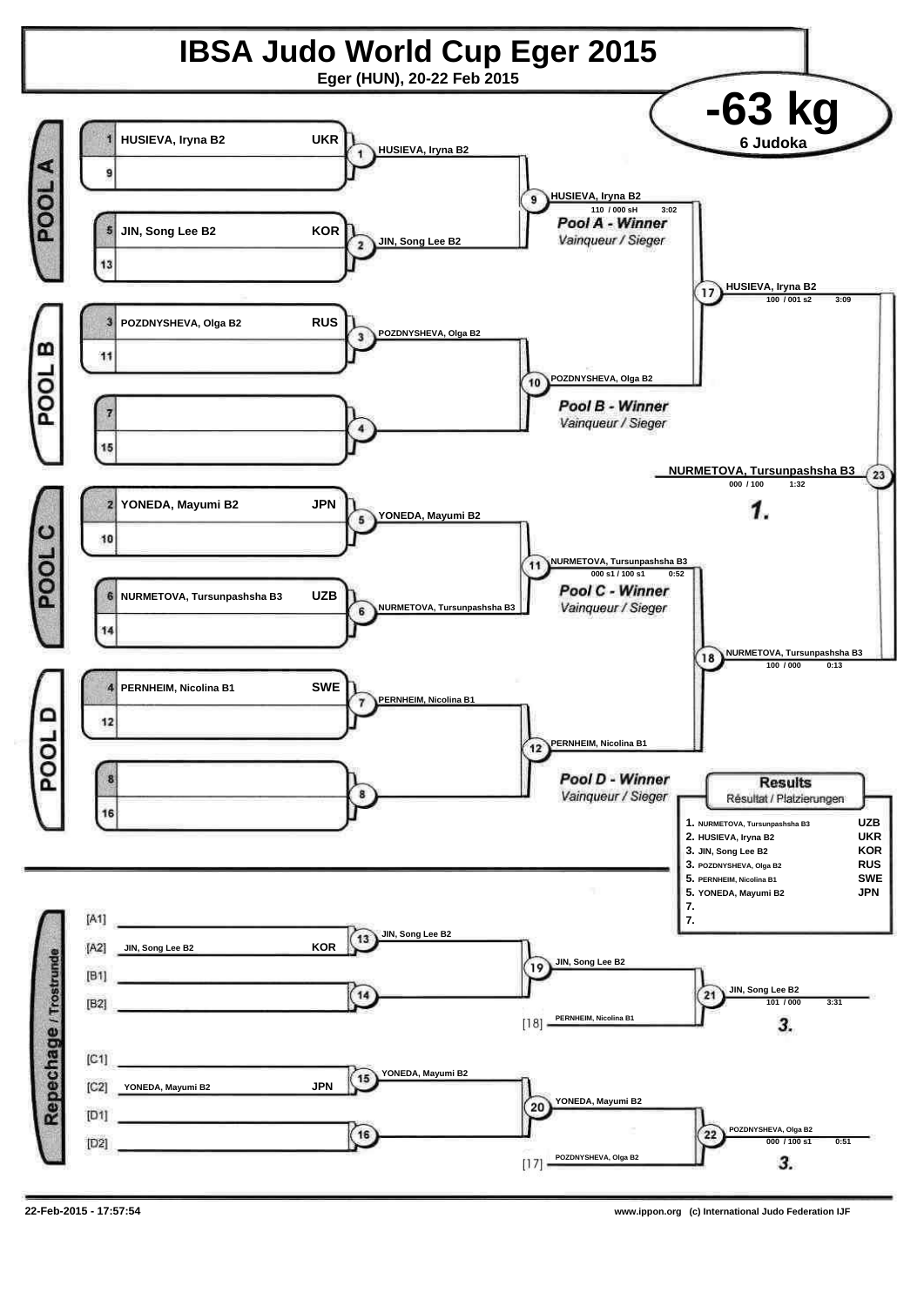# IBSA Judo World Cup Eger 2015

Eger (HUN), 20-22 Feb 2015

## -63 kg

6 Judoka

### POOL A

| No. | Name | Country |
|---|---|---|
| 1 | HUSIEVA, Iryna B2 | UKR |
| 9 | | |
| 5 | JIN, Song Lee B2 | KOR |
| 13 | | |

- 1: HUSIEVA, Iryna B2
- 2: JIN, Song Lee B2
- 9: HUSIEVA, Iryna B2 — 110 / 000 sH — 3:02

*Pool A - Winner*
*Vainqueur / Sieger*

### POOL B

| No. | Name | Country |
|---|---|---|
| 3 | POZDNYSHEVA, Olga B2 | RUS |
| 11 | | |
| 7 | | |
| 15 | | |

- 3: POZDNYSHEVA, Olga B2
- 4:
- 10: POZDNYSHEVA, Olga B2

*Pool B - Winner*
*Vainqueur / Sieger*

### POOL C

| No. | Name | Country |
|---|---|---|
| 2 | YONEDA, Mayumi B2 | JPN |
| 10 | | |
| 6 | NURMETOVA, Tursunpashsha B3 | UZB |
| 14 | | |

- 5: YONEDA, Mayumi B2
- 6: NURMETOVA, Tursunpashsha B3
- 11: NURMETOVA, Tursunpashsha B3 — 000 s1 / 100 s1 — 0:52

*Pool C - Winner*
*Vainqueur / Sieger*

### POOL D

| No. | Name | Country |
|---|---|---|
| 4 | PERNHEIM, Nicolina B1 | SWE |
| 12 | | |
| 8 | | |
| 16 | | |

- 7: PERNHEIM, Nicolina B1
- 8:
- 12: PERNHEIM, Nicolina B1

*Pool D - Winner*
*Vainqueur / Sieger*

### Semi-finals and Final

- 17: HUSIEVA, Iryna B2 — 100 / 001 s2 — 3:09
- 18: NURMETOVA, Tursunpashsha B3 — 100 / 000 — 0:13
- 23: NURMETOVA, Tursunpashsha B3 — 000 / 100 — 1:32 — **1.**

### Repechage / Trostrunde

| Slot | Name | Country |
|---|---|---|
| [A1] | | |
| [A2] | JIN, Song Lee B2 | KOR |
| [B1] | | |
| [B2] | | |
| [C1] | | |
| [C2] | YONEDA, Mayumi B2 | JPN |
| [D1] | | |
| [D2] | | |

- 13: JIN, Song Lee B2
- 14:
- 19: JIN, Song Lee B2
- [18] PERNHEIM, Nicolina B1
- 21: JIN, Song Lee B2 — 101 / 000 — 3:31 — **3.**
- 15: YONEDA, Mayumi B2
- 16:
- 20: YONEDA, Mayumi B2
- [17] POZDNYSHEVA, Olga B2
- 22: POZDNYSHEVA, Olga B2 — 000 / 100 s1 — 0:51 — **3.**

### Results
Résultat / Platzierungen

| Place | Name | Country |
|---|---|---|
| 1. | NURMETOVA, Tursunpashsha B3 | UZB |
| 2. | HUSIEVA, Iryna B2 | UKR |
| 3. | JIN, Song Lee B2 | KOR |
| 3. | POZDNYSHEVA, Olga B2 | RUS |
| 5. | PERNHEIM, Nicolina B1 | SWE |
| 5. | YONEDA, Mayumi B2 | JPN |
| 7. | | |
| 7. | | |

22-Feb-2015 - 17:57:54

www.ippon.org (c) International Judo Federation IJF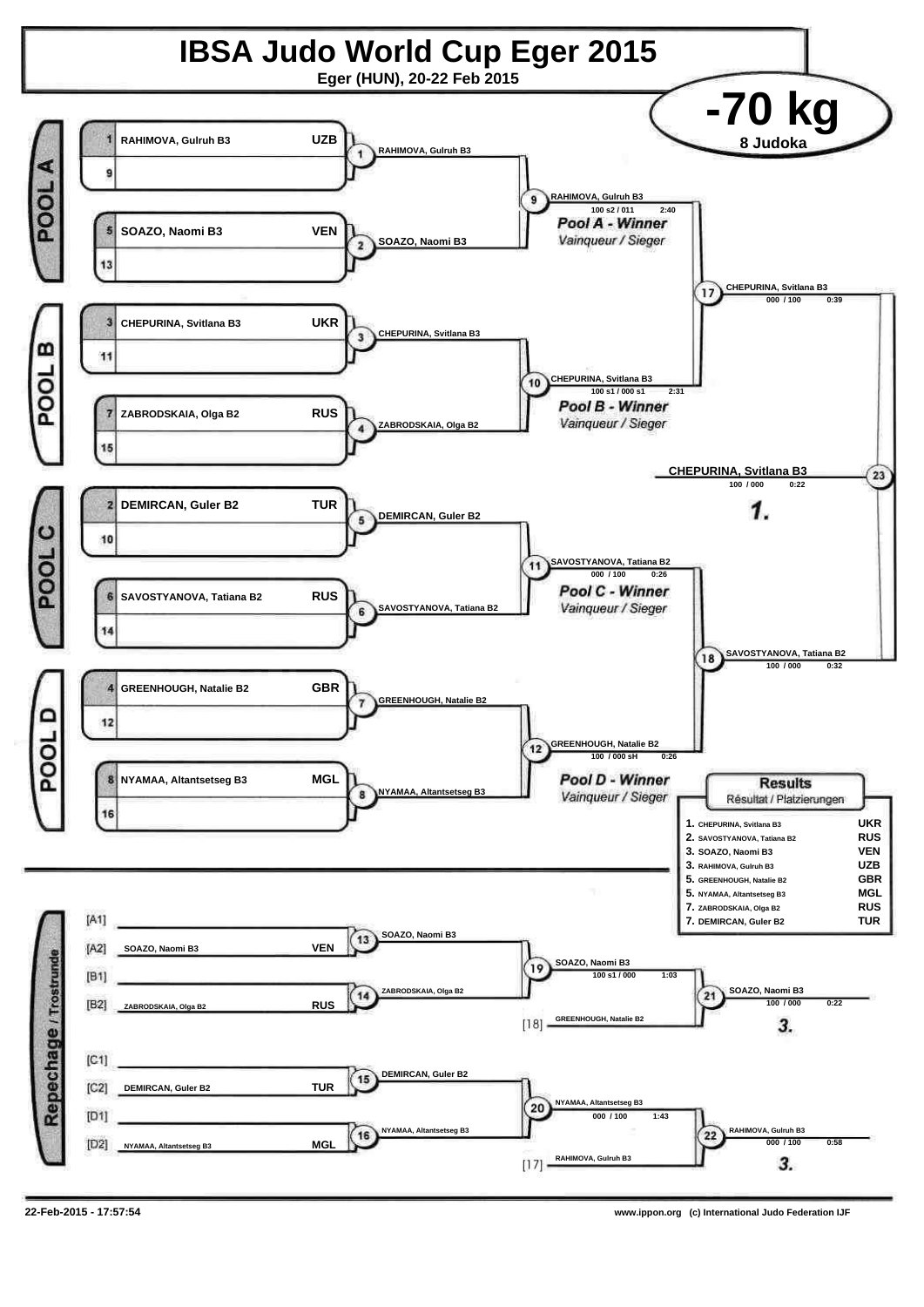# IBSA Judo World Cup Eger 2015

Eger (HUN), 20-22 Feb 2015

## -70 kg

8 Judoka

### POOL A

| Seed | Name | Country |
|---|---|---|
| 1 | RAHIMOVA, Gulruh B3 | UZB |
| 9 | | |
| 5 | SOAZO, Naomi B3 | VEN |
| 13 | | |

- Match 1: RAHIMOVA, Gulruh B3
- Match 2: SOAZO, Naomi B3
- Match 9: RAHIMOVA, Gulruh B3 — 100 s2 / 011 — 2:40

**Pool A - Winner** *Vainqueur / Sieger*

### POOL B

| Seed | Name | Country |
|---|---|---|
| 3 | CHEPURINA, Svitlana B3 | UKR |
| 11 | | |
| 7 | ZABRODSKAIA, Olga B2 | RUS |
| 15 | | |

- Match 3: CHEPURINA, Svitlana B3
- Match 4: ZABRODSKAIA, Olga B2
- Match 10: CHEPURINA, Svitlana B3 — 100 s1 / 000 s1 — 2:31

**Pool B - Winner** *Vainqueur / Sieger*

- Match 17: CHEPURINA, Svitlana B3 — 000 / 100 — 0:39

### POOL C

| Seed | Name | Country |
|---|---|---|
| 2 | DEMIRCAN, Guler B2 | TUR |
| 10 | | |
| 6 | SAVOSTYANOVA, Tatiana B2 | RUS |
| 14 | | |

- Match 5: DEMIRCAN, Guler B2
- Match 6: SAVOSTYANOVA, Tatiana B2
- Match 11: SAVOSTYANOVA, Tatiana B2 — 000 / 100 — 0:26

**Pool C - Winner** *Vainqueur / Sieger*

### POOL D

| Seed | Name | Country |
|---|---|---|
| 4 | GREENHOUGH, Natalie B2 | GBR |
| 12 | | |
| 8 | NYAMAA, Altantsetseg B3 | MGL |
| 16 | | |

- Match 7: GREENHOUGH, Natalie B2
- Match 8: NYAMAA, Altantsetseg B3
- Match 12: GREENHOUGH, Natalie B2 — 100 / 000 sH — 0:26

**Pool D - Winner** *Vainqueur / Sieger*

- Match 18: SAVOSTYANOVA, Tatiana B2 — 100 / 000 — 0:32

### Final

- Match 23: **CHEPURINA, Svitlana B3** — 100 / 000 — 0:22 — **1.**

### Repechage / Trostrunde

| Slot | Name | Country |
|---|---|---|
| [A1] | | |
| [A2] | SOAZO, Naomi B3 | VEN |
| [B1] | | |
| [B2] | ZABRODSKAIA, Olga B2 | RUS |
| [C1] | | |
| [C2] | DEMIRCAN, Guler B2 | TUR |
| [D1] | | |
| [D2] | NYAMAA, Altantsetseg B3 | MGL |

- Match 13: SOAZO, Naomi B3
- Match 14: ZABRODSKAIA, Olga B2
- Match 19: SOAZO, Naomi B3 — 100 s1 / 000 — 1:03
- [18] GREENHOUGH, Natalie B2
- Match 21: SOAZO, Naomi B3 — 100 / 000 — 0:22 — **3.**
- Match 15: DEMIRCAN, Guler B2
- Match 16: NYAMAA, Altantsetseg B3
- Match 20: NYAMAA, Altantsetseg B3 — 000 / 100 — 1:43
- [17] RAHIMOVA, Gulruh B3
- Match 22: RAHIMOVA, Gulruh B3 — 000 / 100 — 0:58 — **3.**

### Results

*Résultat / Platzierungen*

| Place | Name | Country |
|---|---|---|
| 1. | CHEPURINA, Svitlana B3 | UKR |
| 2. | SAVOSTYANOVA, Tatiana B2 | RUS |
| 3. | SOAZO, Naomi B3 | VEN |
| 3. | RAHIMOVA, Gulruh B3 | UZB |
| 5. | GREENHOUGH, Natalie B2 | GBR |
| 5. | NYAMAA, Altantsetseg B3 | MGL |
| 7. | ZABRODSKAIA, Olga B2 | RUS |
| 7. | DEMIRCAN, Guler B2 | TUR |

22-Feb-2015 - 17:57:54

www.ippon.org (c) International Judo Federation IJF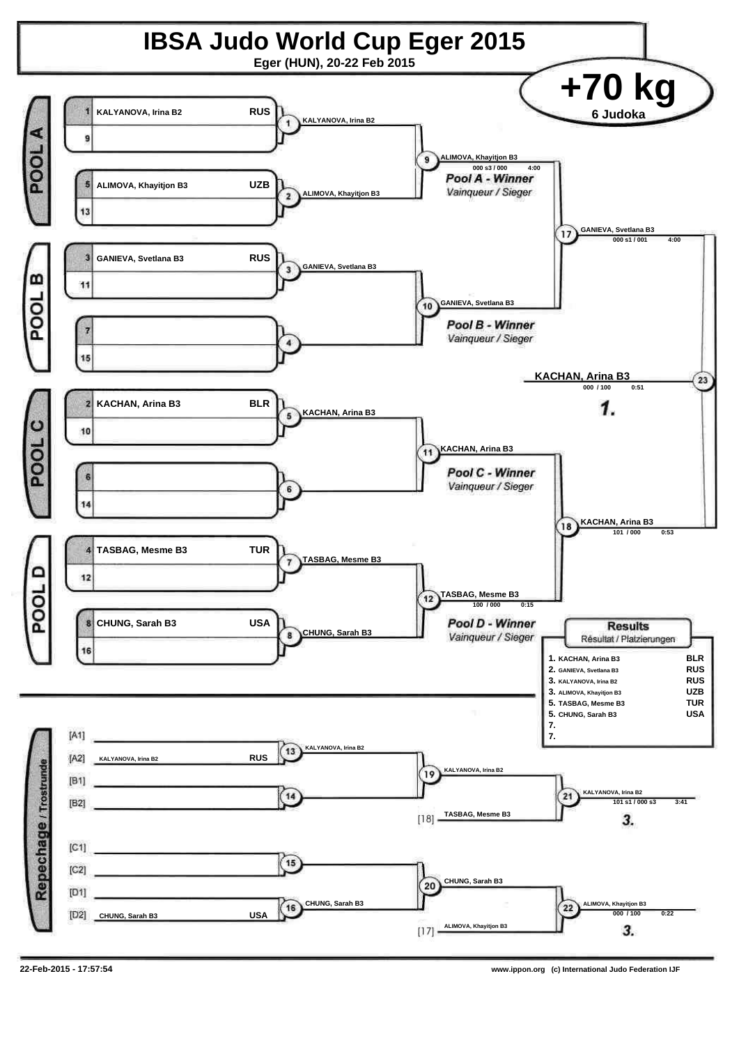# IBSA Judo World Cup Eger 2015

Eger (HUN), 20-22 Feb 2015

## +70 kg

6 Judoka

### POOL A

1 KALYANOVA, Irina B2 RUS
9
5 ALIMOVA, Khayitjon B3 UZB
13

- 1: KALYANOVA, Irina B2
- 2: ALIMOVA, Khayitjon B3
- 9: ALIMOVA, Khayitjon B3 — 000 s3 / 000 — 4:00

*Pool A - Winner*
*Vainqueur / Sieger*

### POOL B

3 GANIEVA, Svetlana B3 RUS
11
7
15

- 3: GANIEVA, Svetlana B3
- 4:
- 10: GANIEVA, Svetlana B3

*Pool B - Winner*
*Vainqueur / Sieger*

- 17: GANIEVA, Svetlana B3 — 000 s1 / 001 — 4:00

### POOL C

2 KACHAN, Arina B3 BLR
10
6
14

- 5: KACHAN, Arina B3
- 6:
- 11: KACHAN, Arina B3

*Pool C - Winner*
*Vainqueur / Sieger*

### POOL D

4 TASBAG, Mesme B3 TUR
12
8 CHUNG, Sarah B3 USA
16

- 7: TASBAG, Mesme B3
- 8: CHUNG, Sarah B3
- 12: TASBAG, Mesme B3 — 100 / 000 — 0:15

*Pool D - Winner*
*Vainqueur / Sieger*

- 18: KACHAN, Arina B3 — 101 / 000 — 0:53
- 23: KACHAN, Arina B3 — 000 / 100 — 0:51

1.

### Results

Résultat / Platzierungen

| | | |
|---|---|---|
| 1. | KACHAN, Arina B3 | BLR |
| 2. | GANIEVA, Svetlana B3 | RUS |
| 3. | KALYANOVA, Irina B2 | RUS |
| 3. | ALIMOVA, Khayitjon B3 | UZB |
| 5. | TASBAG, Mesme B3 | TUR |
| 5. | CHUNG, Sarah B3 | USA |
| 7. | | |
| 7. | | |

### Repechage / Trostrunde

[A1]
[A2] KALYANOVA, Irina B2 RUS
[B1]
[B2]
[C1]
[C2]
[D1]
[D2] CHUNG, Sarah B3 USA

- 13: KALYANOVA, Irina B2
- 14:
- 15:
- 16: CHUNG, Sarah B3
- 19: KALYANOVA, Irina B2
- 20: CHUNG, Sarah B3
- [18] TASBAG, Mesme B3
- [17] ALIMOVA, Khayitjon B3
- 21: KALYANOVA, Irina B2 — 101 s1 / 000 s3 — 3:41 — 3.
- 22: ALIMOVA, Khayitjon B3 — 000 / 100 — 0:22 — 3.

22-Feb-2015 - 17:57:54

www.ippon.org (c) International Judo Federation IJF